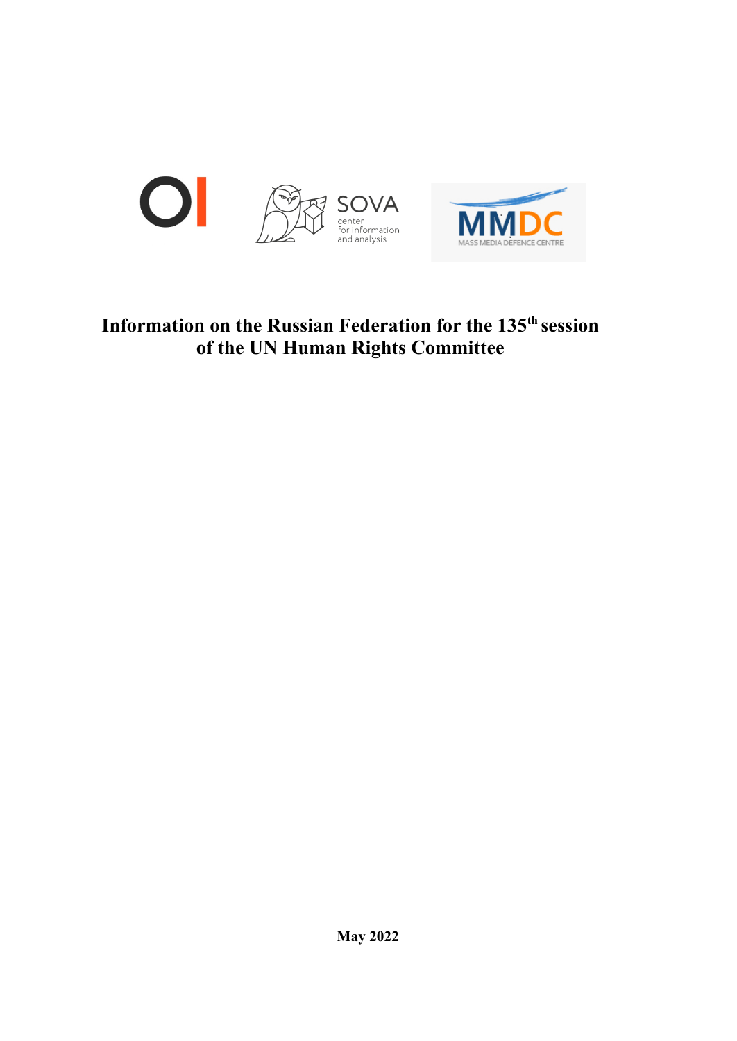# Information on the Russian Federation for the 135th session of the UN Human Rights Committee

May 2022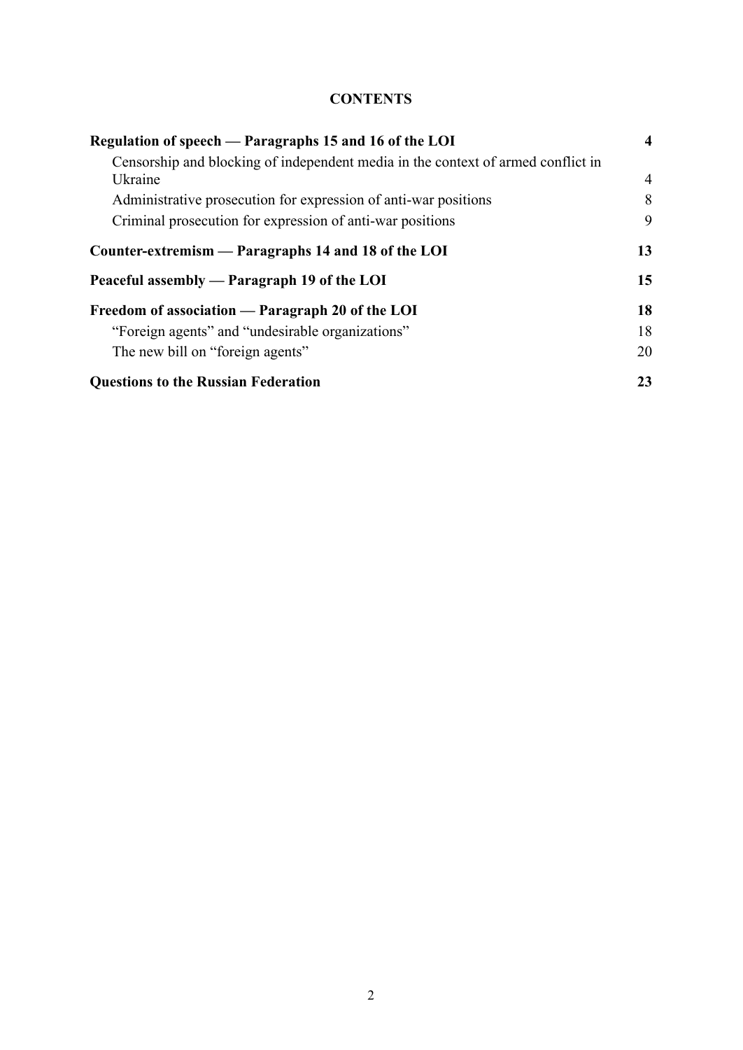**CONTENTS**

| | |
|---|---|
| **Regulation of speech — Paragraphs 15 and 16 of the LOI** | **4** |
| Censorship and blocking of independent media in the context of armed conflict in Ukraine | 4 |
| Administrative prosecution for expression of anti-war positions | 8 |
| Criminal prosecution for expression of anti-war positions | 9 |
| **Counter-extremism — Paragraphs 14 and 18 of the LOI** | **13** |
| **Peaceful assembly — Paragraph 19 of the LOI** | **15** |
| **Freedom of association — Paragraph 20 of the LOI** | **18** |
| "Foreign agents" and "undesirable organizations" | 18 |
| The new bill on "foreign agents" | 20 |
| **Questions to the Russian Federation** | **23** |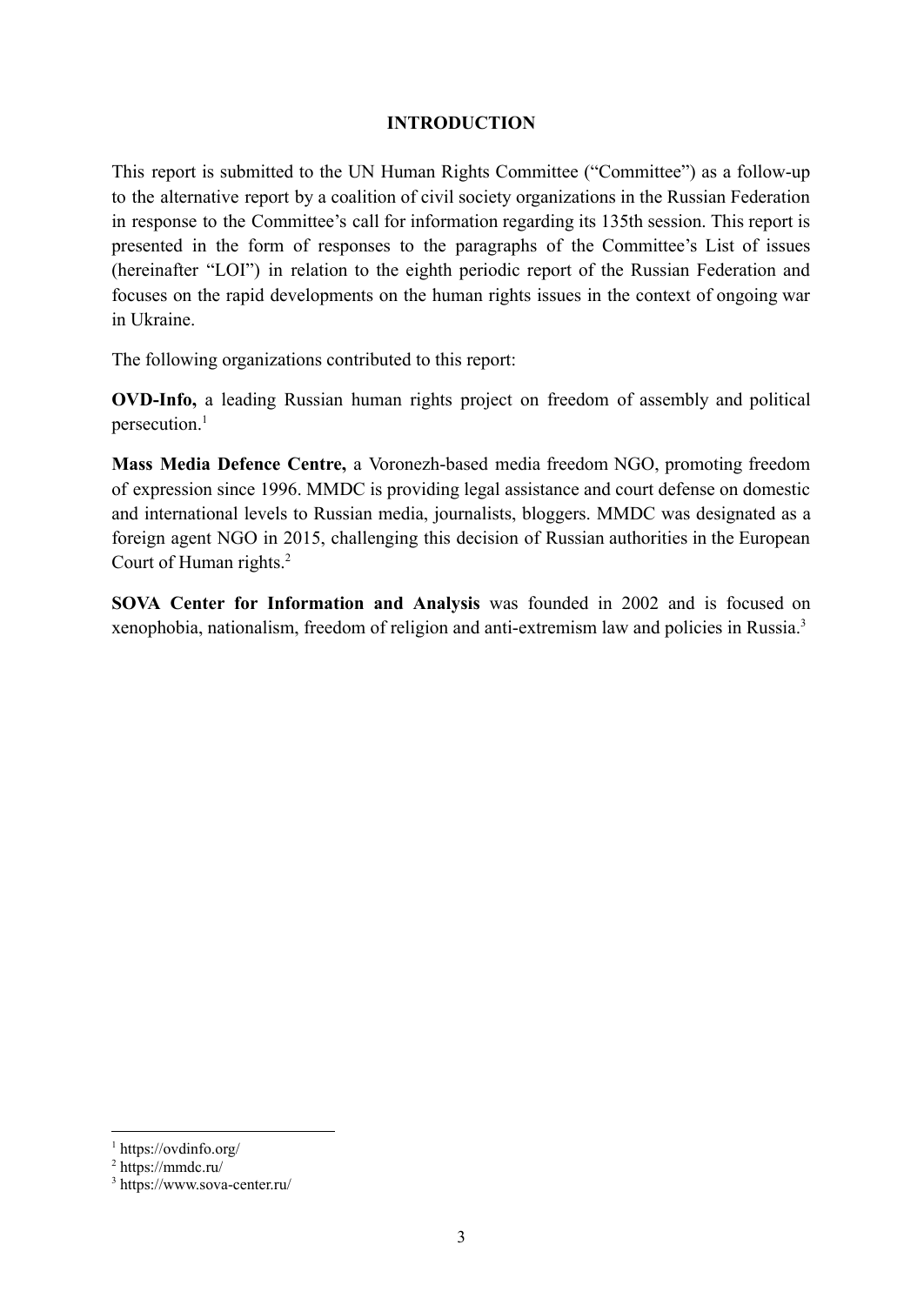# INTRODUCTION

This report is submitted to the UN Human Rights Committee ("Committee") as a follow-up to the alternative report by a coalition of civil society organizations in the Russian Federation in response to the Committee's call for information regarding its 135th session. This report is presented in the form of responses to the paragraphs of the Committee's List of issues (hereinafter "LOI") in relation to the eighth periodic report of the Russian Federation and focuses on the rapid developments on the human rights issues in the context of ongoing war in Ukraine.

The following organizations contributed to this report:

**OVD-Info,** a leading Russian human rights project on freedom of assembly and political persecution.[1]

**Mass Media Defence Centre,** a Voronezh-based media freedom NGO, promoting freedom of expression since 1996. MMDC is providing legal assistance and court defense on domestic and international levels to Russian media, journalists, bloggers. MMDC was designated as a foreign agent NGO in 2015, challenging this decision of Russian authorities in the European Court of Human rights.[2]

**SOVA Center for Information and Analysis** was founded in 2002 and is focused on xenophobia, nationalism, freedom of religion and anti-extremism law and policies in Russia.[3]

---

[1] https://ovdinfo.org/

[2] https://mmdc.ru/

[3] https://www.sova-center.ru/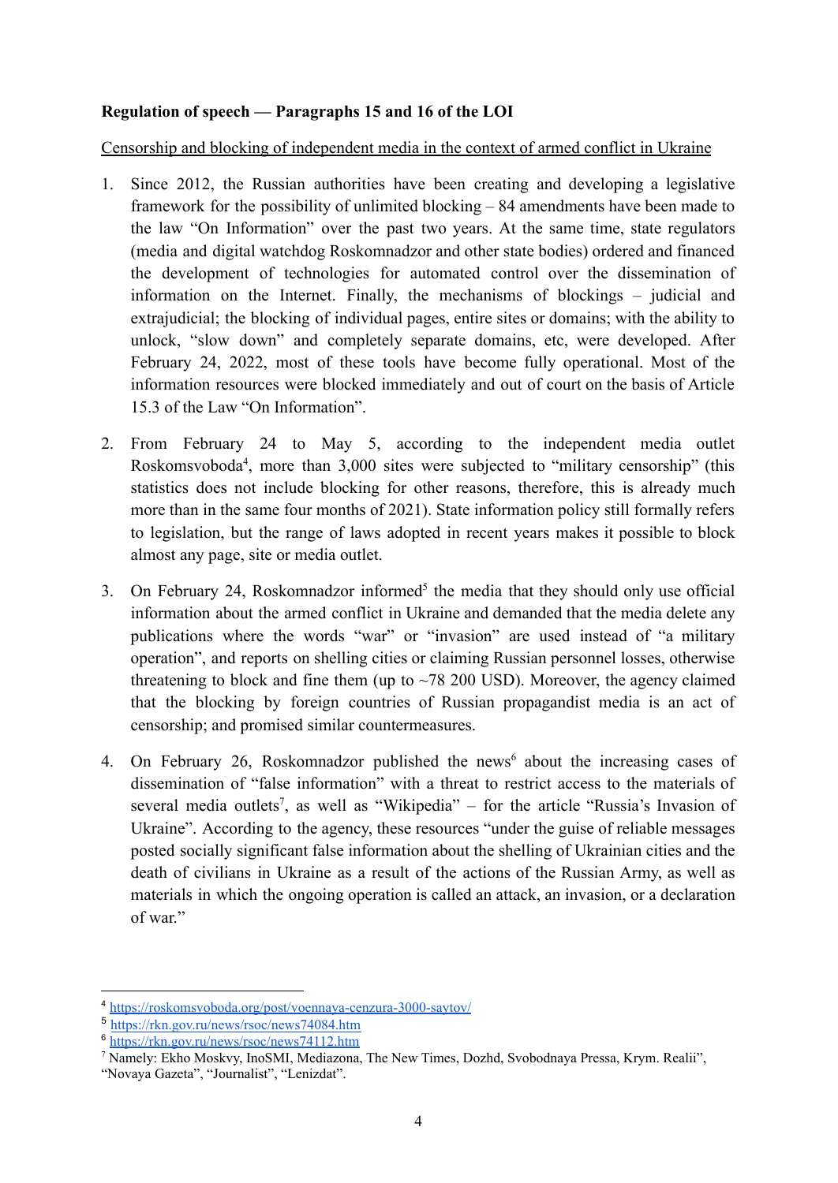**Regulation of speech — Paragraphs 15 and 16 of the LOI**

Censorship and blocking of independent media in the context of armed conflict in Ukraine

1. Since 2012, the Russian authorities have been creating and developing a legislative framework for the possibility of unlimited blocking – 84 amendments have been made to the law "On Information" over the past two years. At the same time, state regulators (media and digital watchdog Roskomnadzor and other state bodies) ordered and financed the development of technologies for automated control over the dissemination of information on the Internet. Finally, the mechanisms of blockings – judicial and extrajudicial; the blocking of individual pages, entire sites or domains; with the ability to unlock, "slow down" and completely separate domains, etc, were developed. After February 24, 2022, most of these tools have become fully operational. Most of the information resources were blocked immediately and out of court on the basis of Article 15.3 of the Law "On Information".

2. From February 24 to May 5, according to the independent media outlet Roskomsvoboda[4], more than 3,000 sites were subjected to "military censorship" (this statistics does not include blocking for other reasons, therefore, this is already much more than in the same four months of 2021). State information policy still formally refers to legislation, but the range of laws adopted in recent years makes it possible to block almost any page, site or media outlet.

3. On February 24, Roskomnadzor informed[5] the media that they should only use official information about the armed conflict in Ukraine and demanded that the media delete any publications where the words "war" or "invasion" are used instead of "a military operation", and reports on shelling cities or claiming Russian personnel losses, otherwise threatening to block and fine them (up to ~78 200 USD). Moreover, the agency claimed that the blocking by foreign countries of Russian propagandist media is an act of censorship; and promised similar countermeasures.

4. On February 26, Roskomnadzor published the news[6] about the increasing cases of dissemination of "false information" with a threat to restrict access to the materials of several media outlets[7], as well as "Wikipedia" – for the article "Russia's Invasion of Ukraine". According to the agency, these resources "under the guise of reliable messages posted socially significant false information about the shelling of Ukrainian cities and the death of civilians in Ukraine as a result of the actions of the Russian Army, as well as materials in which the ongoing operation is called an attack, an invasion, or a declaration of war."

---

[4] https://roskomsvoboda.org/post/voennaya-cenzura-3000-saytov/

[5] https://rkn.gov.ru/news/rsoc/news74084.htm

[6] https://rkn.gov.ru/news/rsoc/news74112.htm

[7] Namely: Ekho Moskvy, InoSMI, Mediazona, The New Times, Dozhd, Svobodnaya Pressa, Krym. Realii", "Novaya Gazeta", "Journalist", "Lenizdat".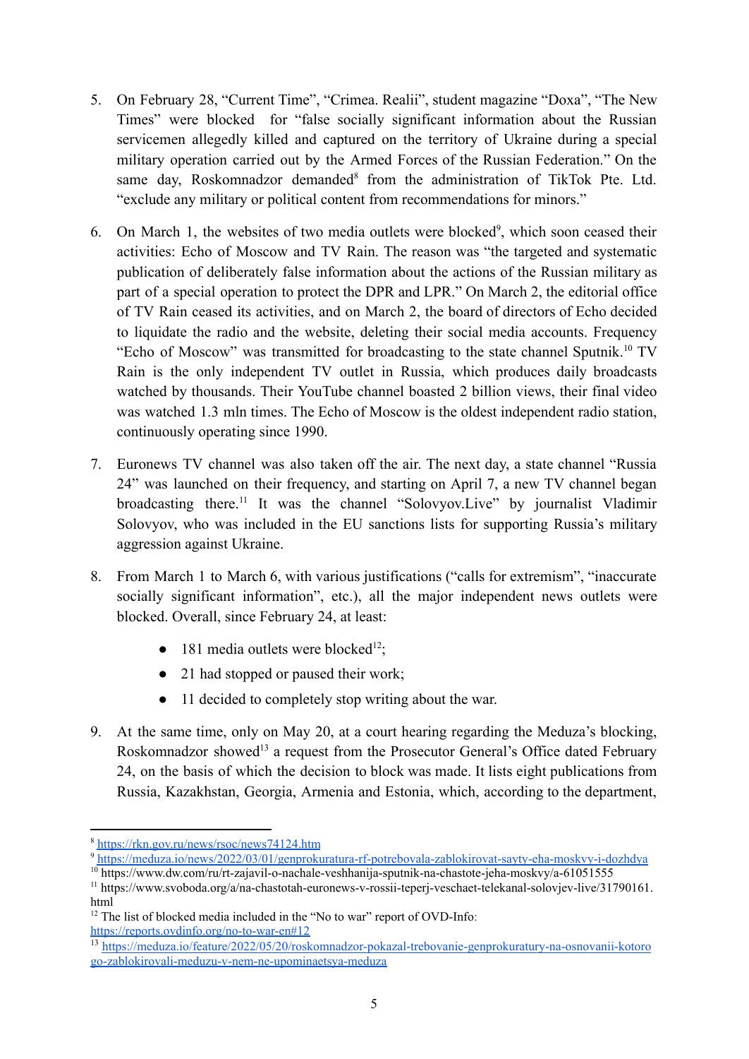5. On February 28, "Current Time", "Crimea. Realii", student magazine "Doxa", "The New Times" were blocked for "false socially significant information about the Russian servicemen allegedly killed and captured on the territory of Ukraine during a special military operation carried out by the Armed Forces of the Russian Federation." On the same day, Roskomnadzor demanded[8] from the administration of TikTok Pte. Ltd. "exclude any military or political content from recommendations for minors."

6. On March 1, the websites of two media outlets were blocked[9], which soon ceased their activities: Echo of Moscow and TV Rain. The reason was "the targeted and systematic publication of deliberately false information about the actions of the Russian military as part of a special operation to protect the DPR and LPR." On March 2, the editorial office of TV Rain ceased its activities, and on March 2, the board of directors of Echo decided to liquidate the radio and the website, deleting their social media accounts. Frequency "Echo of Moscow" was transmitted for broadcasting to the state channel Sputnik.[10] TV Rain is the only independent TV outlet in Russia, which produces daily broadcasts watched by thousands. Their YouTube channel boasted 2 billion views, their final video was watched 1.3 mln times. The Echo of Moscow is the oldest independent radio station, continuously operating since 1990.

7. Euronews TV channel was also taken off the air. The next day, a state channel "Russia 24" was launched on their frequency, and starting on April 7, a new TV channel began broadcasting there.[11] It was the channel "Solovyov.Live" by journalist Vladimir Solovyov, who was included in the EU sanctions lists for supporting Russia's military aggression against Ukraine.

8. From March 1 to March 6, with various justifications ("calls for extremism", "inaccurate socially significant information", etc.), all the major independent news outlets were blocked. Overall, since February 24, at least:
   - 181 media outlets were blocked[12];
   - 21 had stopped or paused their work;
   - 11 decided to completely stop writing about the war.

9. At the same time, only on May 20, at a court hearing regarding the Meduza's blocking, Roskomnadzor showed[13] a request from the Prosecutor General's Office dated February 24, on the basis of which the decision to block was made. It lists eight publications from Russia, Kazakhstan, Georgia, Armenia and Estonia, which, according to the department,

---

[8] https://rkn.gov.ru/news/rsoc/news74124.htm

[9] https://meduza.io/news/2022/03/01/genprokuratura-rf-potrebovala-zablokirovat-sayty-eha-moskvy-i-dozhdya

[10] https://www.dw.com/ru/rt-zajavil-o-nachale-veshhanija-sputnik-na-chastote-jeha-moskvy/a-61051555

[11] https://www.svoboda.org/a/na-chastotah-euronews-v-rossii-teperj-veschaet-telekanal-solovjev-live/31790161.html

[12] The list of blocked media included in the "No to war" report of OVD-Info: https://reports.ovdinfo.org/no-to-war-en#12

[13] https://meduza.io/feature/2022/05/20/roskomnadzor-pokazal-trebovanie-genprokuratury-na-osnovanii-kotorogo-zablokirovali-meduzu-v-nem-ne-upominaetsya-meduza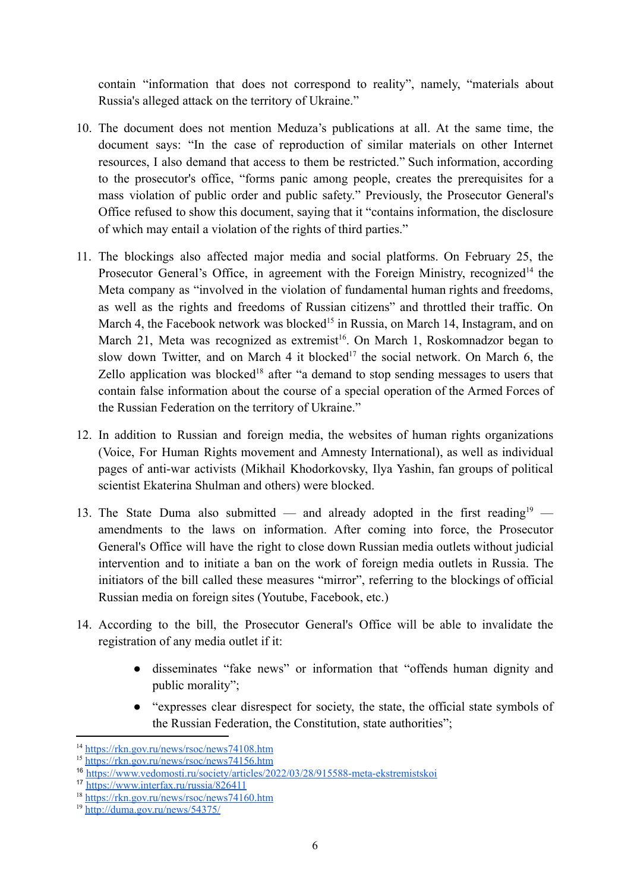contain "information that does not correspond to reality", namely, "materials about Russia's alleged attack on the territory of Ukraine."

10. The document does not mention Meduza's publications at all. At the same time, the document says: "In the case of reproduction of similar materials on other Internet resources, I also demand that access to them be restricted." Such information, according to the prosecutor's office, "forms panic among people, creates the prerequisites for a mass violation of public order and public safety." Previously, the Prosecutor General's Office refused to show this document, saying that it "contains information, the disclosure of which may entail a violation of the rights of third parties."

11. The blockings also affected major media and social platforms. On February 25, the Prosecutor General's Office, in agreement with the Foreign Ministry, recognized[14] the Meta company as "involved in the violation of fundamental human rights and freedoms, as well as the rights and freedoms of Russian citizens" and throttled their traffic. On March 4, the Facebook network was blocked[15] in Russia, on March 14, Instagram, and on March 21, Meta was recognized as extremist[16]. On March 1, Roskomnadzor began to slow down Twitter, and on March 4 it blocked[17] the social network. On March 6, the Zello application was blocked[18] after "a demand to stop sending messages to users that contain false information about the course of a special operation of the Armed Forces of the Russian Federation on the territory of Ukraine."

12. In addition to Russian and foreign media, the websites of human rights organizations (Voice, For Human Rights movement and Amnesty International), as well as individual pages of anti-war activists (Mikhail Khodorkovsky, Ilya Yashin, fan groups of political scientist Ekaterina Shulman and others) were blocked.

13. The State Duma also submitted — and already adopted in the first reading[19] — amendments to the laws on information. After coming into force, the Prosecutor General's Office will have the right to close down Russian media outlets without judicial intervention and to initiate a ban on the work of foreign media outlets in Russia. The initiators of the bill called these measures "mirror", referring to the blockings of official Russian media on foreign sites (Youtube, Facebook, etc.)

14. According to the bill, the Prosecutor General's Office will be able to invalidate the registration of any media outlet if it:

    - disseminates "fake news" or information that "offends human dignity and public morality";
    - "expresses clear disrespect for society, the state, the official state symbols of the Russian Federation, the Constitution, state authorities";

---

[14] https://rkn.gov.ru/news/rsoc/news74108.htm
[15] https://rkn.gov.ru/news/rsoc/news74156.htm
[16] https://www.vedomosti.ru/society/articles/2022/03/28/915588-meta-ekstremistskoi
[17] https://www.interfax.ru/russia/826411
[18] https://rkn.gov.ru/news/rsoc/news74160.htm
[19] http://duma.gov.ru/news/54375/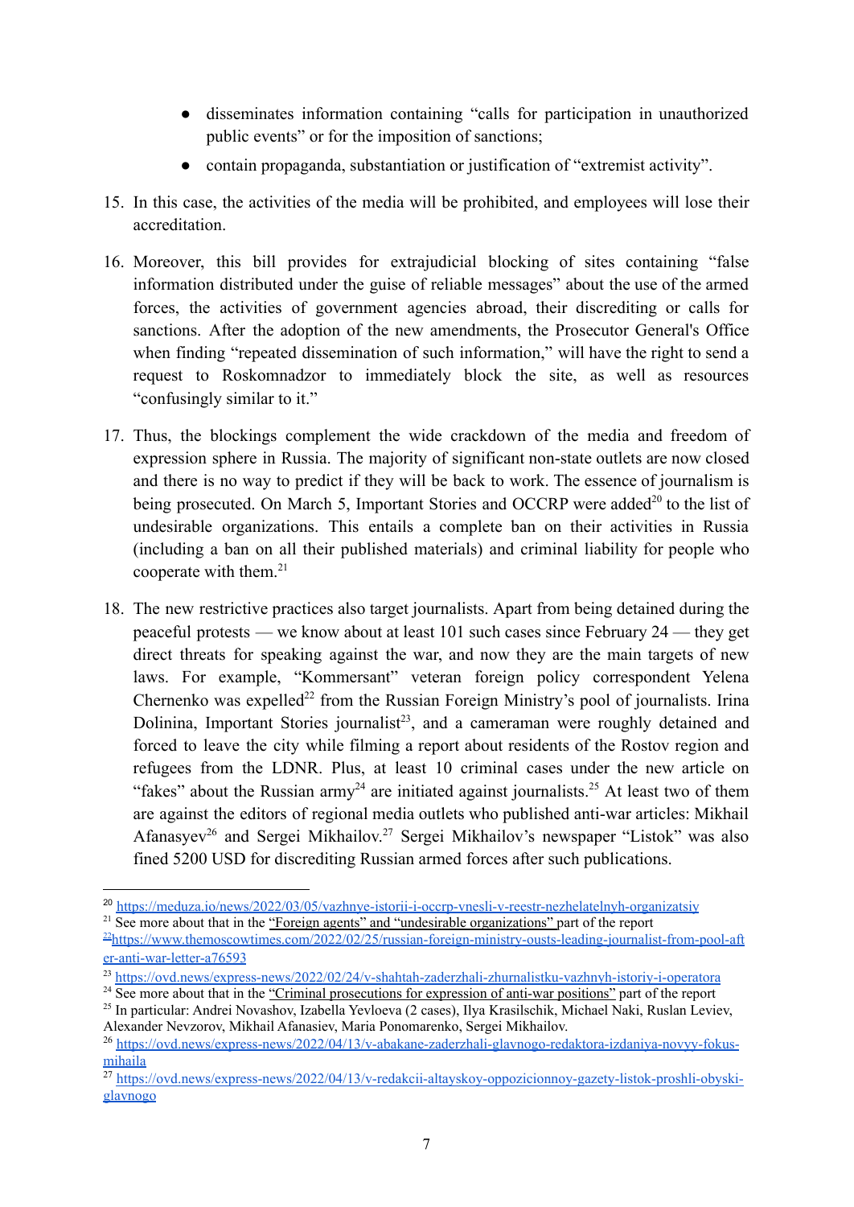- disseminates information containing “calls for participation in unauthorized public events” or for the imposition of sanctions;
- contain propaganda, substantiation or justification of “extremist activity”.

15. In this case, the activities of the media will be prohibited, and employees will lose their accreditation.

16. Moreover, this bill provides for extrajudicial blocking of sites containing “false information distributed under the guise of reliable messages” about the use of the armed forces, the activities of government agencies abroad, their discrediting or calls for sanctions. After the adoption of the new amendments, the Prosecutor General's Office when finding “repeated dissemination of such information,” will have the right to send a request to Roskomnadzor to immediately block the site, as well as resources “confusingly similar to it.”

17. Thus, the blockings complement the wide crackdown of the media and freedom of expression sphere in Russia. The majority of significant non-state outlets are now closed and there is no way to predict if they will be back to work. The essence of journalism is being prosecuted. On March 5, Important Stories and OCCRP were added[20] to the list of undesirable organizations. This entails a complete ban on their activities in Russia (including a ban on all their published materials) and criminal liability for people who cooperate with them.[21]

18. The new restrictive practices also target journalists. Apart from being detained during the peaceful protests — we know about at least 101 such cases since February 24 — they get direct threats for speaking against the war, and now they are the main targets of new laws. For example, “Kommersant” veteran foreign policy correspondent Yelena Chernenko was expelled[22] from the Russian Foreign Ministry’s pool of journalists. Irina Dolinina, Important Stories journalist[23], and a cameraman were roughly detained and forced to leave the city while filming a report about residents of the Rostov region and refugees from the LDNR. Plus, at least 10 criminal cases under the new article on “fakes” about the Russian army[24] are initiated against journalists.[25] At least two of them are against the editors of regional media outlets who published anti-war articles: Mikhail Afanasyev[26] and Sergei Mikhailov.[27] Sergei Mikhailov’s newspaper “Listok” was also fined 5200 USD for discrediting Russian armed forces after such publications.

---

[20] https://meduza.io/news/2022/03/05/vazhnye-istorii-i-occrp-vnesli-v-reestr-nezhelatelnyh-organizatsiy

[21] See more about that in the “Foreign agents” and “undesirable organizations” part of the report

[22] https://www.themoscowtimes.com/2022/02/25/russian-foreign-ministry-ousts-leading-journalist-from-pool-after-anti-war-letter-a76593

[23] https://ovd.news/express-news/2022/02/24/v-shahtah-zaderzhali-zhurnalistku-vazhnyh-istoriy-i-operatora

[24] See more about that in the “Criminal prosecutions for expression of anti-war positions” part of the report

[25] In particular: Andrei Novashov, Izabella Yevloeva (2 cases), Ilya Krasilschik, Michael Naki, Ruslan Leviev, Alexander Nevzorov, Mikhail Afanasiev, Maria Ponomarenko, Sergei Mikhailov.

[26] https://ovd.news/express-news/2022/04/13/v-abakane-zaderzhali-glavnogo-redaktora-izdaniya-novyy-fokus-mihaila

[27] https://ovd.news/express-news/2022/04/13/v-redakcii-altayskoy-oppozicionnoy-gazety-listok-proshli-obyski-glavnogo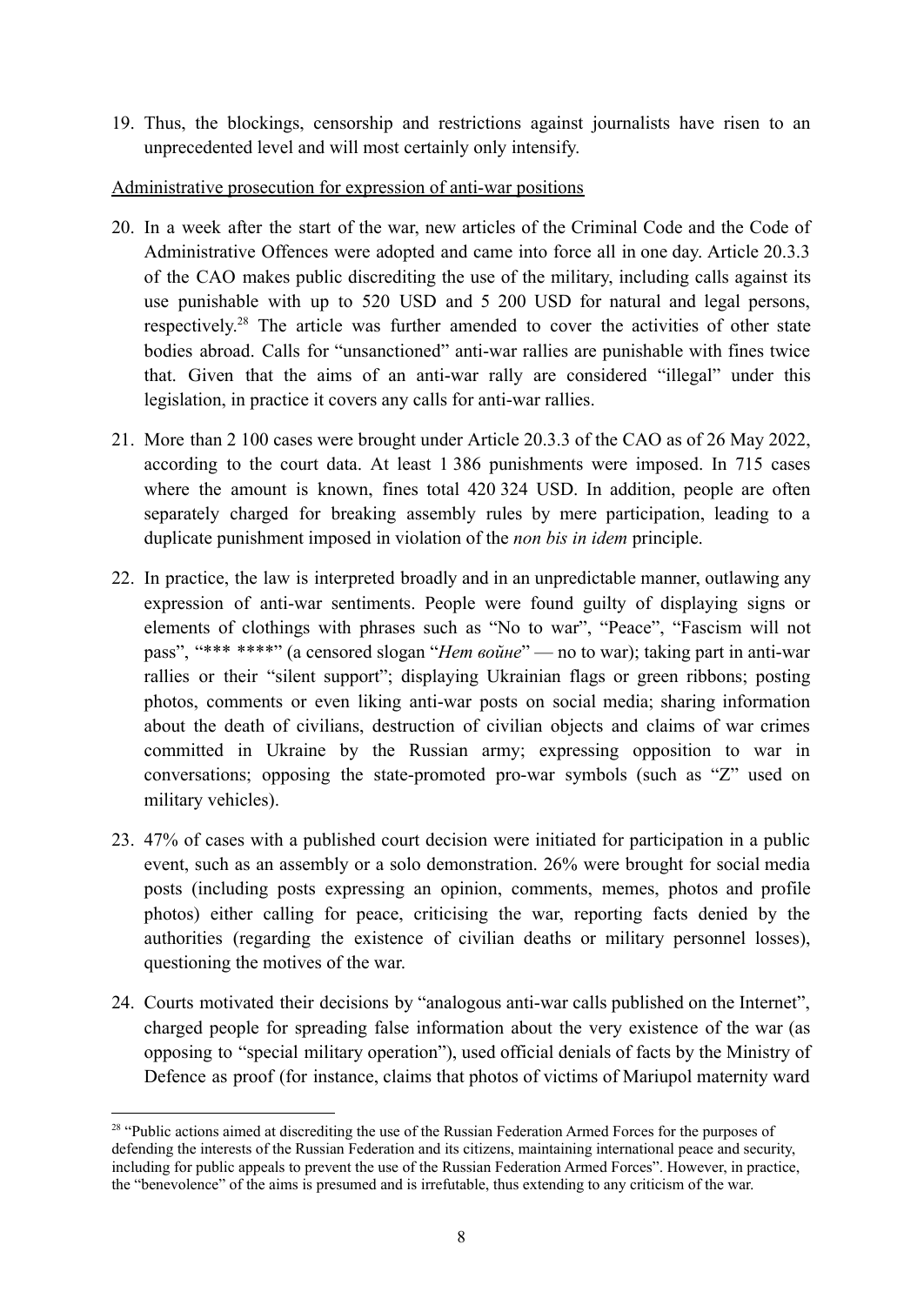19. Thus, the blockings, censorship and restrictions against journalists have risen to an unprecedented level and will most certainly only intensify.

Administrative prosecution for expression of anti-war positions

20. In a week after the start of the war, new articles of the Criminal Code and the Code of Administrative Offences were adopted and came into force all in one day. Article 20.3.3 of the CAO makes public discrediting the use of the military, including calls against its use punishable with up to 520 USD and 5 200 USD for natural and legal persons, respectively.[28] The article was further amended to cover the activities of other state bodies abroad. Calls for "unsanctioned" anti-war rallies are punishable with fines twice that. Given that the aims of an anti-war rally are considered "illegal" under this legislation, in practice it covers any calls for anti-war rallies.

21. More than 2 100 cases were brought under Article 20.3.3 of the CAO as of 26 May 2022, according to the court data. At least 1 386 punishments were imposed. In 715 cases where the amount is known, fines total 420 324 USD. In addition, people are often separately charged for breaking assembly rules by mere participation, leading to a duplicate punishment imposed in violation of the *non bis in idem* principle.

22. In practice, the law is interpreted broadly and in an unpredictable manner, outlawing any expression of anti-war sentiments. People were found guilty of displaying signs or elements of clothings with phrases such as "No to war", "Peace", "Fascism will not pass", "*** ****" (a censored slogan "*Нет войне*" — no to war); taking part in anti-war rallies or their "silent support"; displaying Ukrainian flags or green ribbons; posting photos, comments or even liking anti-war posts on social media; sharing information about the death of civilians, destruction of civilian objects and claims of war crimes committed in Ukraine by the Russian army; expressing opposition to war in conversations; opposing the state-promoted pro-war symbols (such as "Z" used on military vehicles).

23. 47% of cases with a published court decision were initiated for participation in a public event, such as an assembly or a solo demonstration. 26% were brought for social media posts (including posts expressing an opinion, comments, memes, photos and profile photos) either calling for peace, criticising the war, reporting facts denied by the authorities (regarding the existence of civilian deaths or military personnel losses), questioning the motives of the war.

24. Courts motivated their decisions by "analogous anti-war calls published on the Internet", charged people for spreading false information about the very existence of the war (as opposing to "special military operation"), used official denials of facts by the Ministry of Defence as proof (for instance, claims that photos of victims of Mariupol maternity ward

---

[28] "Public actions aimed at discrediting the use of the Russian Federation Armed Forces for the purposes of defending the interests of the Russian Federation and its citizens, maintaining international peace and security, including for public appeals to prevent the use of the Russian Federation Armed Forces". However, in practice, the "benevolence" of the aims is presumed and is irrefutable, thus extending to any criticism of the war.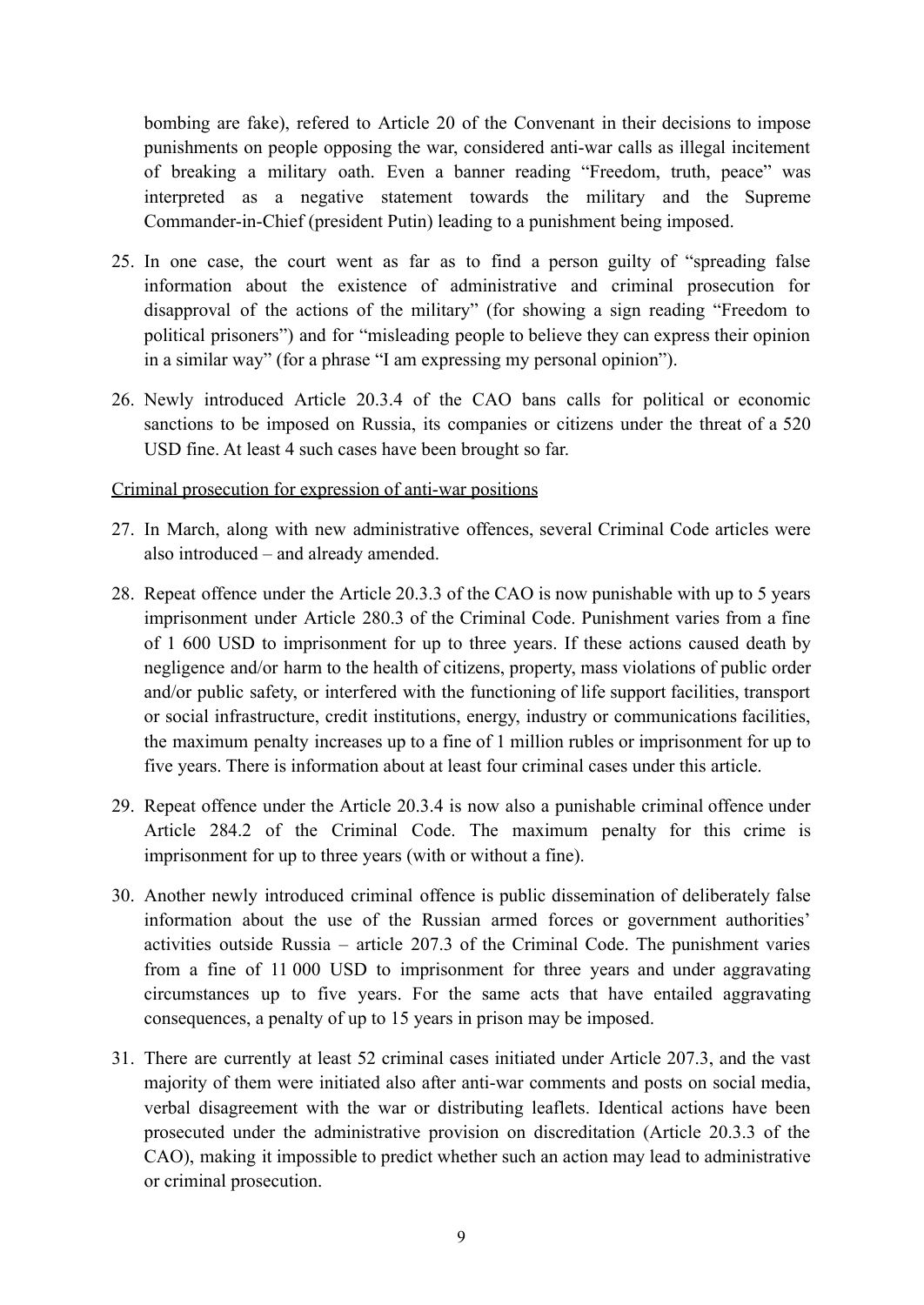bombing are fake), refered to Article 20 of the Convenant in their decisions to impose punishments on people opposing the war, considered anti-war calls as illegal incitement of breaking a military oath. Even a banner reading "Freedom, truth, peace" was interpreted as a negative statement towards the military and the Supreme Commander-in-Chief (president Putin) leading to a punishment being imposed.

25. In one case, the court went as far as to find a person guilty of "spreading false information about the existence of administrative and criminal prosecution for disapproval of the actions of the military" (for showing a sign reading "Freedom to political prisoners") and for "misleading people to believe they can express their opinion in a similar way" (for a phrase "I am expressing my personal opinion").

26. Newly introduced Article 20.3.4 of the CAO bans calls for political or economic sanctions to be imposed on Russia, its companies or citizens under the threat of a 520 USD fine. At least 4 such cases have been brought so far.

<u>Criminal prosecution for expression of anti-war positions</u>

27. In March, along with new administrative offences, several Criminal Code articles were also introduced – and already amended.

28. Repeat offence under the Article 20.3.3 of the CAO is now punishable with up to 5 years imprisonment under Article 280.3 of the Criminal Code. Punishment varies from a fine of 1 600 USD to imprisonment for up to three years. If these actions caused death by negligence and/or harm to the health of citizens, property, mass violations of public order and/or public safety, or interfered with the functioning of life support facilities, transport or social infrastructure, credit institutions, energy, industry or communications facilities, the maximum penalty increases up to a fine of 1 million rubles or imprisonment for up to five years. There is information about at least four criminal cases under this article.

29. Repeat offence under the Article 20.3.4 is now also a punishable criminal offence under Article 284.2 of the Criminal Code. The maximum penalty for this crime is imprisonment for up to three years (with or without a fine).

30. Another newly introduced criminal offence is public dissemination of deliberately false information about the use of the Russian armed forces or government authorities' activities outside Russia – article 207.3 of the Criminal Code. The punishment varies from a fine of 11 000 USD to imprisonment for three years and under aggravating circumstances up to five years. For the same acts that have entailed aggravating consequences, a penalty of up to 15 years in prison may be imposed.

31. There are currently at least 52 criminal cases initiated under Article 207.3, and the vast majority of them were initiated also after anti-war comments and posts on social media, verbal disagreement with the war or distributing leaflets. Identical actions have been prosecuted under the administrative provision on discreditation (Article 20.3.3 of the CAO), making it impossible to predict whether such an action may lead to administrative or criminal prosecution.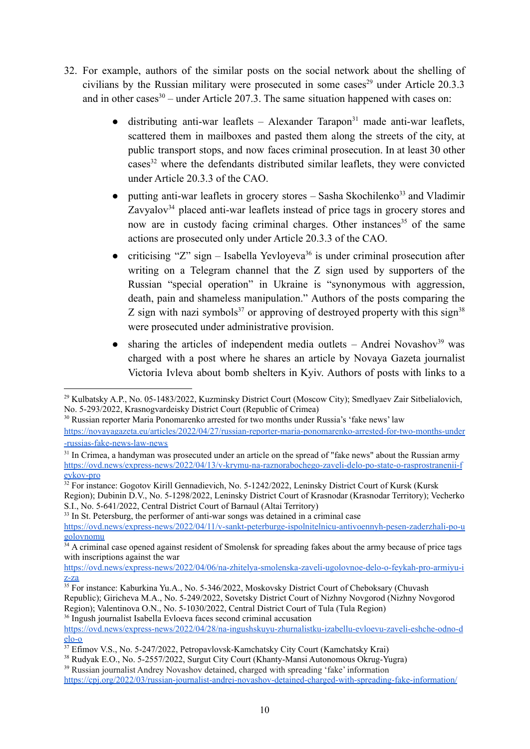32. For example, authors of the similar posts on the social network about the shelling of civilians by the Russian military were prosecuted in some cases[29] under Article 20.3.3 and in other cases[30] – under Article 207.3. The same situation happened with cases on:

    - distributing anti-war leaflets – Alexander Tarapon[31] made anti-war leaflets, scattered them in mailboxes and pasted them along the streets of the city, at public transport stops, and now faces criminal prosecution. In at least 30 other cases[32] where the defendants distributed similar leaflets, they were convicted under Article 20.3.3 of the CAO.
    - putting anti-war leaflets in grocery stores – Sasha Skochilenko[33] and Vladimir Zavyalov[34] placed anti-war leaflets instead of price tags in grocery stores and now are in custody facing criminal charges. Other instances[35] of the same actions are prosecuted only under Article 20.3.3 of the CAO.
    - criticising "Z" sign – Isabella Yevloyeva[36] is under criminal prosecution after writing on a Telegram channel that the Z sign used by supporters of the Russian "special operation" in Ukraine is "synonymous with aggression, death, pain and shameless manipulation." Authors of the posts comparing the Z sign with nazi symbols[37] or approving of destroyed property with this sign[38] were prosecuted under administrative provision.
    - sharing the articles of independent media outlets – Andrei Novashov[39] was charged with a post where he shares an article by Novaya Gazeta journalist Victoria Ivleva about bomb shelters in Kyiv. Authors of posts with links to a

---

[29] Kulbatsky A.P., No. 05-1483/2022, Kuzminsky District Court (Moscow City); Smedlyaev Zair Sitbelialovich, No. 5-293/2022, Krasnogvardeisky District Court (Republic of Crimea)

[30] Russian reporter Maria Ponomarenko arrested for two months under Russia's 'fake news' law https://novayagazeta.eu/articles/2022/04/27/russian-reporter-maria-ponomarenko-arrested-for-two-months-under-russias-fake-news-law-news

[31] In Crimea, a handyman was prosecuted under an article on the spread of "fake news" about the Russian army https://ovd.news/express-news/2022/04/13/v-krymu-na-raznorabochego-zaveli-delo-po-state-o-rasprostranenii-feykov-pro

[32] For instance: Gogotov Kirill Gennadievich, No. 5-1242/2022, Leninsky District Court of Kursk (Kursk Region); Dubinin D.V., No. 5-1298/2022, Leninsky District Court of Krasnodar (Krasnodar Territory); Vecherko S.I., No. 5-641/2022, Central District Court of Barnaul (Altai Territory)

[33] In St. Petersburg, the performer of anti-war songs was detained in a criminal case https://ovd.news/express-news/2022/04/11/v-sankt-peterburge-ispolnitelnicu-antivoennyh-pesen-zaderzhali-po-ugolovnomu

[34] A criminal case opened against resident of Smolensk for spreading fakes about the army because of price tags with inscriptions against the war https://ovd.news/express-news/2022/04/06/na-zhitelya-smolenska-zaveli-ugolovnoe-delo-o-feykah-pro-armiyu-iz-za

[35] For instance: Kaburkina Yu.A., No. 5-346/2022, Moskovsky District Court of Cheboksary (Chuvash Republic); Giricheva M.A., No. 5-249/2022, Sovetsky District Court of Nizhny Novgorod (Nizhny Novgorod Region); Valentinova O.N., No. 5-1030/2022, Central District Court of Tula (Tula Region)

[36] Ingush journalist Isabella Evloeva faces second criminal accusation https://ovd.news/express-news/2022/04/28/na-ingushskuyu-zhurnalistku-izabellu-evloevu-zaveli-eshche-odno-delo-o

[37] Efimov V.S., No. 5-247/2022, Petropavlovsk-Kamchatsky City Court (Kamchatsky Krai)

[38] Rudyak E.O., No. 5-2557/2022, Surgut City Court (Khanty-Mansi Autonomous Okrug-Yugra)

[39] Russian journalist Andrey Novashov detained, charged with spreading 'fake' information https://cpj.org/2022/03/russian-journalist-andrei-novashov-detained-charged-with-spreading-fake-information/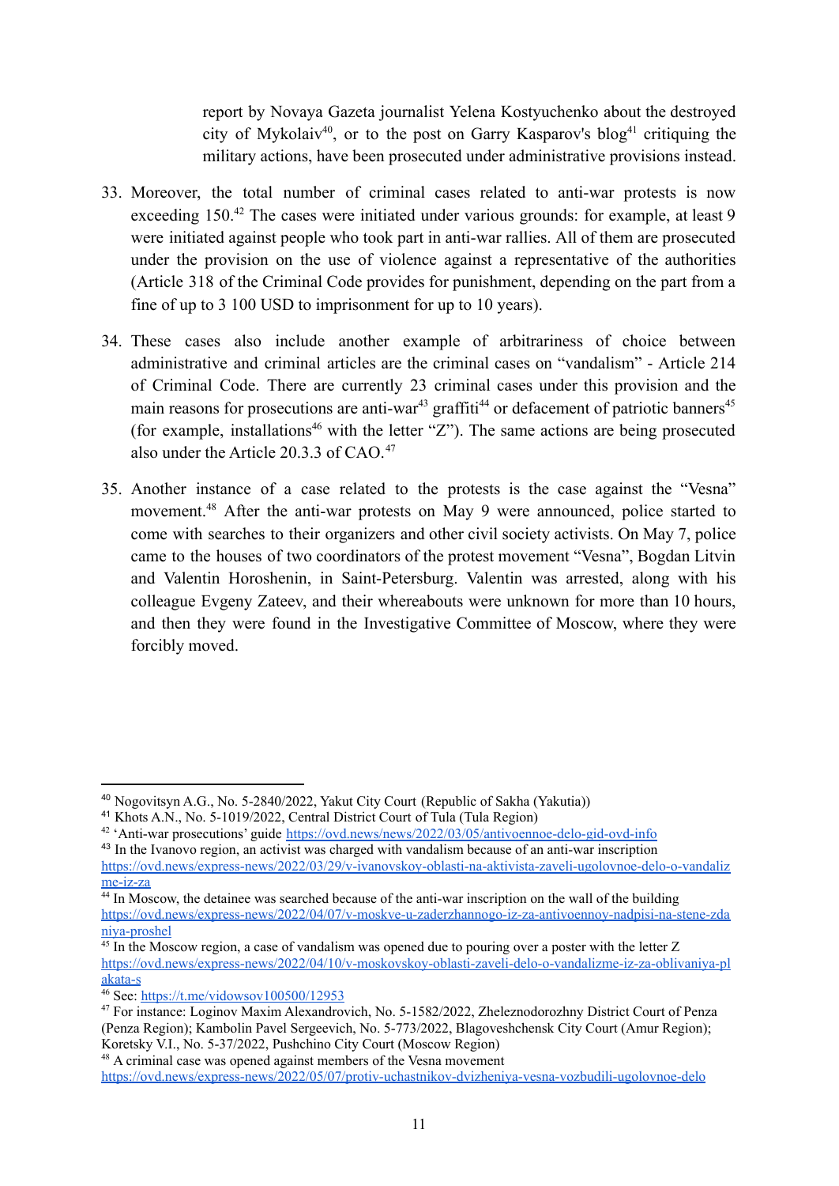report by Novaya Gazeta journalist Yelena Kostyuchenko about the destroyed city of Mykolaiv[40], or to the post on Garry Kasparov's blog[41] critiquing the military actions, have been prosecuted under administrative provisions instead.

33. Moreover, the total number of criminal cases related to anti-war protests is now exceeding 150.[42] The cases were initiated under various grounds: for example, at least 9 were initiated against people who took part in anti-war rallies. All of them are prosecuted under the provision on the use of violence against a representative of the authorities (Article 318 of the Criminal Code provides for punishment, depending on the part from a fine of up to 3 100 USD to imprisonment for up to 10 years).

34. These cases also include another example of arbitrariness of choice between administrative and criminal articles are the criminal cases on "vandalism" - Article 214 of Criminal Code. There are currently 23 criminal cases under this provision and the main reasons for prosecutions are anti-war[43] graffiti[44] or defacement of patriotic banners[45] (for example, installations[46] with the letter "Z"). The same actions are being prosecuted also under the Article 20.3.3 of CAO.[47]

35. Another instance of a case related to the protests is the case against the "Vesna" movement.[48] After the anti-war protests on May 9 were announced, police started to come with searches to their organizers and other civil society activists. On May 7, police came to the houses of two coordinators of the protest movement "Vesna", Bogdan Litvin and Valentin Horoshenin, in Saint-Petersburg. Valentin was arrested, along with his colleague Evgeny Zateev, and their whereabouts were unknown for more than 10 hours, and then they were found in the Investigative Committee of Moscow, where they were forcibly moved.

---

[40] Nogovitsyn A.G., No. 5-2840/2022, Yakut City Court (Republic of Sakha (Yakutia))

[41] Khots A.N., No. 5-1019/2022, Central District Court of Tula (Tula Region)

[42] 'Anti-war prosecutions' guide https://ovd.news/news/2022/03/05/antivoennoe-delo-gid-ovd-info

[43] In the Ivanovo region, an activist was charged with vandalism because of an anti-war inscription https://ovd.news/express-news/2022/03/29/v-ivanovskoy-oblasti-na-aktivista-zaveli-ugolovnoe-delo-o-vandalizme-iz-za

[44] In Moscow, the detainee was searched because of the anti-war inscription on the wall of the building https://ovd.news/express-news/2022/04/07/v-moskve-u-zaderzhannogo-iz-za-antivoennoy-nadpisi-na-stene-zdaniya-proshel

[45] In the Moscow region, a case of vandalism was opened due to pouring over a poster with the letter Z https://ovd.news/express-news/2022/04/10/v-moskovskoy-oblasti-zaveli-delo-o-vandalizme-iz-za-oblivaniya-plakata-s

[46] See: https://t.me/vidowsov100500/12953

[47] For instance: Loginov Maxim Alexandrovich, No. 5-1582/2022, Zheleznodorozhny District Court of Penza (Penza Region); Kambolin Pavel Sergeevich, No. 5-773/2022, Blagoveshchensk City Court (Amur Region); Koretsky V.I., No. 5-37/2022, Pushchino City Court (Moscow Region)

[48] A criminal case was opened against members of the Vesna movement https://ovd.news/express-news/2022/05/07/protiv-uchastnikov-dvizheniya-vesna-vozbudili-ugolovnoe-delo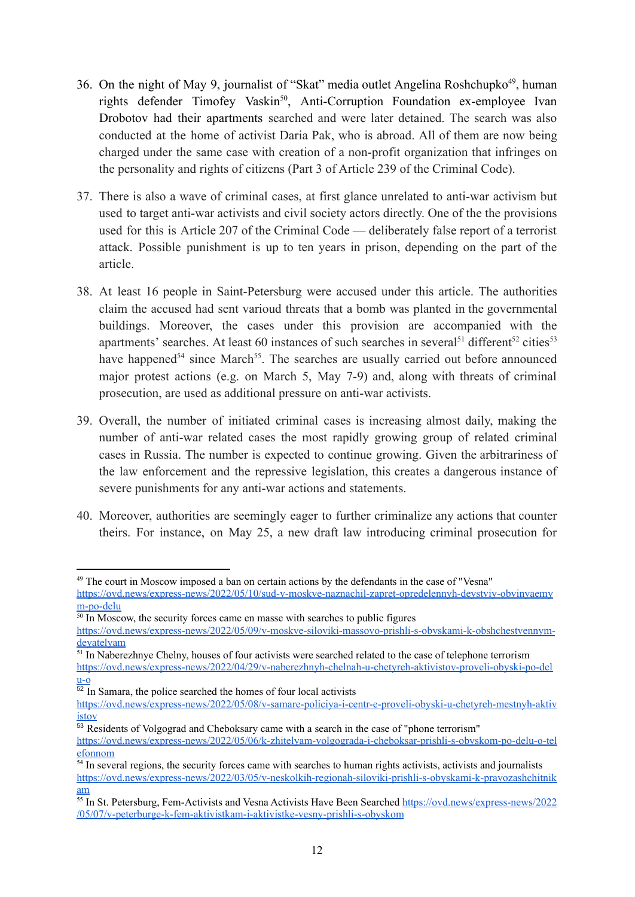36. On the night of May 9, journalist of "Skat" media outlet Angelina Roshchupko[49], human rights defender Timofey Vaskin[50], Anti-Corruption Foundation ex-employee Ivan Drobotov had their apartments searched and were later detained. The search was also conducted at the home of activist Daria Pak, who is abroad. All of them are now being charged under the same case with creation of a non-profit organization that infringes on the personality and rights of citizens (Part 3 of Article 239 of the Criminal Code).

37. There is also a wave of criminal cases, at first glance unrelated to anti-war activism but used to target anti-war activists and civil society actors directly. One of the the provisions used for this is Article 207 of the Criminal Code — deliberately false report of a terrorist attack. Possible punishment is up to ten years in prison, depending on the part of the article.

38. At least 16 people in Saint-Petersburg were accused under this article. The authorities claim the accused had sent varioud threats that a bomb was planted in the governmental buildings. Moreover, the cases under this provision are accompanied with the apartments' searches. At least 60 instances of such searches in several[51] different[52] cities[53] have happened[54] since March[55]. The searches are usually carried out before announced major protest actions (e.g. on March 5, May 7-9) and, along with threats of criminal prosecution, are used as additional pressure on anti-war activists.

39. Overall, the number of initiated criminal cases is increasing almost daily, making the number of anti-war related cases the most rapidly growing group of related criminal cases in Russia. The number is expected to continue growing. Given the arbitrariness of the law enforcement and the repressive legislation, this creates a dangerous instance of severe punishments for any anti-war actions and statements.

40. Moreover, authorities are seemingly eager to further criminalize any actions that counter theirs. For instance, on May 25, a new draft law introducing criminal prosecution for

---

[49] The court in Moscow imposed a ban on certain actions by the defendants in the case of "Vesna" https://ovd.news/express-news/2022/05/10/sud-v-moskve-naznachil-zapret-opredelennyh-deystviy-obvinyaemym-po-delu

[50] In Moscow, the security forces came en masse with searches to public figures https://ovd.news/express-news/2022/05/09/v-moskve-siloviki-massovo-prishli-s-obyskami-k-obshchestvennym-deyatelyam

[51] In Naberezhnye Chelny, houses of four activists were searched related to the case of telephone terrorism https://ovd.news/express-news/2022/04/29/v-naberezhnyh-chelnah-u-chetyreh-aktivistov-proveli-obyski-po-delu-o

[52] In Samara, the police searched the homes of four local activists https://ovd.news/express-news/2022/05/08/v-samare-policiya-i-centr-e-proveli-obyski-u-chetyreh-mestnyh-aktivistov

[53] Residents of Volgograd and Cheboksary came with a search in the case of "phone terrorism" https://ovd.news/express-news/2022/05/06/k-zhitelyam-volgograda-i-cheboksar-prishli-s-obyskom-po-delu-o-telefonnom

[54] In several regions, the security forces came with searches to human rights activists, activists and journalists https://ovd.news/express-news/2022/03/05/v-neskolkih-regionah-siloviki-prishli-s-obyskami-k-pravozashchitnikam

[55] In St. Petersburg, Fem-Activists and Vesna Activists Have Been Searched https://ovd.news/express-news/2022/05/07/v-peterburge-k-fem-aktivistkam-i-aktivistke-vesny-prishli-s-obyskom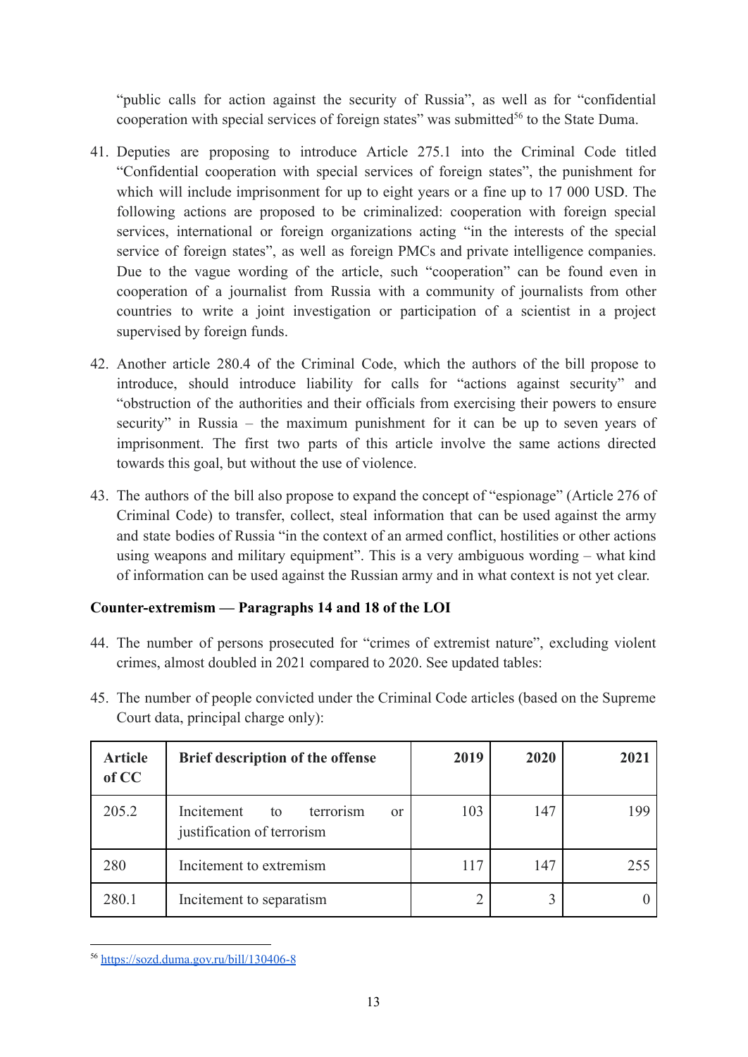"public calls for action against the security of Russia", as well as for "confidential cooperation with special services of foreign states" was submitted[56] to the State Duma.

41. Deputies are proposing to introduce Article 275.1 into the Criminal Code titled "Confidential cooperation with special services of foreign states", the punishment for which will include imprisonment for up to eight years or a fine up to 17 000 USD. The following actions are proposed to be criminalized: cooperation with foreign special services, international or foreign organizations acting "in the interests of the special service of foreign states", as well as foreign PMCs and private intelligence companies. Due to the vague wording of the article, such "cooperation" can be found even in cooperation of a journalist from Russia with a community of journalists from other countries to write a joint investigation or participation of a scientist in a project supervised by foreign funds.

42. Another article 280.4 of the Criminal Code, which the authors of the bill propose to introduce, should introduce liability for calls for "actions against security" and "obstruction of the authorities and their officials from exercising their powers to ensure security" in Russia – the maximum punishment for it can be up to seven years of imprisonment. The first two parts of this article involve the same actions directed towards this goal, but without the use of violence.

43. The authors of the bill also propose to expand the concept of "espionage" (Article 276 of Criminal Code) to transfer, collect, steal information that can be used against the army and state bodies of Russia "in the context of an armed conflict, hostilities or other actions using weapons and military equipment". This is a very ambiguous wording – what kind of information can be used against the Russian army and in what context is not yet clear.

**Counter-extremism — Paragraphs 14 and 18 of the LOI**

44. The number of persons prosecuted for "crimes of extremist nature", excluding violent crimes, almost doubled in 2021 compared to 2020. See updated tables:

45. The number of people convicted under the Criminal Code articles (based on the Supreme Court data, principal charge only):

| Article of CC | Brief description of the offense | 2019 | 2020 | 2021 |
|---|---|---|---|---|
| 205.2 | Incitement to terrorism or justification of terrorism | 103 | 147 | 199 |
| 280 | Incitement to extremism | 117 | 147 | 255 |
| 280.1 | Incitement to separatism | 2 | 3 | 0 |

[56] https://sozd.duma.gov.ru/bill/130406-8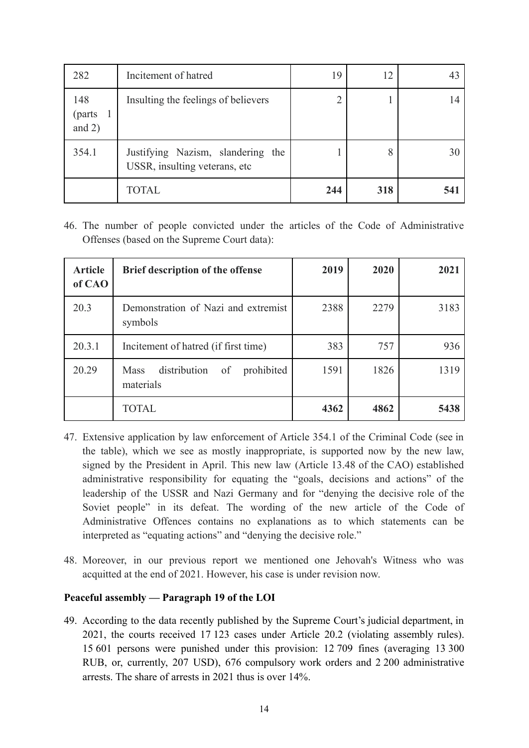| 282 | Incitement of hatred | 19 | 12 | 43 |
|---|---|---|---|---|
| 148 (parts 1 and 2) | Insulting the feelings of believers | 2 | 1 | 14 |
| 354.1 | Justifying Nazism, slandering the USSR, insulting veterans, etc | 1 | 8 | 30 |
| | TOTAL | **244** | **318** | **541** |

46. The number of people convicted under the articles of the Code of Administrative Offenses (based on the Supreme Court data):

| **Article of CAO** | **Brief description of the offense** | **2019** | **2020** | **2021** |
|---|---|---|---|---|
| 20.3 | Demonstration of Nazi and extremist symbols | 2388 | 2279 | 3183 |
| 20.3.1 | Incitement of hatred (if first time) | 383 | 757 | 936 |
| 20.29 | Mass distribution of prohibited materials | 1591 | 1826 | 1319 |
| | TOTAL | **4362** | **4862** | **5438** |

47. Extensive application by law enforcement of Article 354.1 of the Criminal Code (see in the table), which we see as mostly inappropriate, is supported now by the new law, signed by the President in April. This new law (Article 13.48 of the CAO) established administrative responsibility for equating the "goals, decisions and actions" of the leadership of the USSR and Nazi Germany and for "denying the decisive role of the Soviet people" in its defeat. The wording of the new article of the Code of Administrative Offences contains no explanations as to which statements can be interpreted as "equating actions" and "denying the decisive role."

48. Moreover, in our previous report we mentioned one Jehovah's Witness who was acquitted at the end of 2021. However, his case is under revision now.

**Peaceful assembly — Paragraph 19 of the LOI**

49. According to the data recently published by the Supreme Court's judicial department, in 2021, the courts received 17 123 cases under Article 20.2 (violating assembly rules). 15 601 persons were punished under this provision: 12 709 fines (averaging 13 300 RUB, or, currently, 207 USD), 676 compulsory work orders and 2 200 administrative arrests. The share of arrests in 2021 thus is over 14%.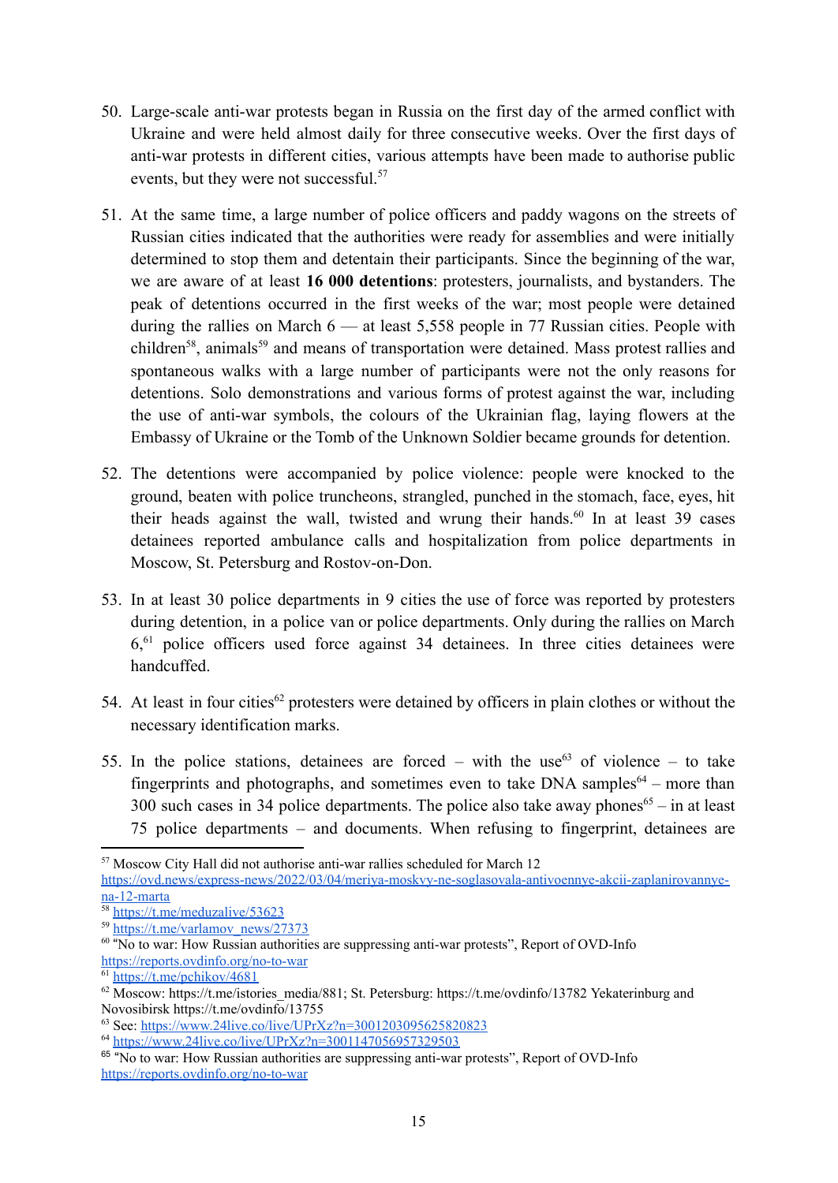50. Large-scale anti-war protests began in Russia on the first day of the armed conflict with Ukraine and were held almost daily for three consecutive weeks. Over the first days of anti-war protests in different cities, various attempts have been made to authorise public events, but they were not successful.[57]

51. At the same time, a large number of police officers and paddy wagons on the streets of Russian cities indicated that the authorities were ready for assemblies and were initially determined to stop them and detentain their participants. Since the beginning of the war, we are aware of at least **16 000 detentions**: protesters, journalists, and bystanders. The peak of detentions occurred in the first weeks of the war; most people were detained during the rallies on March 6 — at least 5,558 people in 77 Russian cities. People with children[58], animals[59] and means of transportation were detained. Mass protest rallies and spontaneous walks with a large number of participants were not the only reasons for detentions. Solo demonstrations and various forms of protest against the war, including the use of anti-war symbols, the colours of the Ukrainian flag, laying flowers at the Embassy of Ukraine or the Tomb of the Unknown Soldier became grounds for detention.

52. The detentions were accompanied by police violence: people were knocked to the ground, beaten with police truncheons, strangled, punched in the stomach, face, eyes, hit their heads against the wall, twisted and wrung their hands.[60] In at least 39 cases detainees reported ambulance calls and hospitalization from police departments in Moscow, St. Petersburg and Rostov-on-Don.

53. In at least 30 police departments in 9 cities the use of force was reported by protesters during detention, in a police van or police departments. Only during the rallies on March 6,[61] police officers used force against 34 detainees. In three cities detainees were handcuffed.

54. At least in four cities[62] protesters were detained by officers in plain clothes or without the necessary identification marks.

55. In the police stations, detainees are forced – with the use[63] of violence – to take fingerprints and photographs, and sometimes even to take DNA samples[64] – more than 300 such cases in 34 police departments. The police also take away phones[65] – in at least 75 police departments – and documents. When refusing to fingerprint, detainees are

---

[57] Moscow City Hall did not authorise anti-war rallies scheduled for March 12 https://ovd.news/express-news/2022/03/04/meriya-moskvy-ne-soglasovala-antivoennye-akcii-zaplanirovannye-na-12-marta

[58] https://t.me/meduzalive/53623

[59] https://t.me/varlamov_news/27373

[60] "No to war: How Russian authorities are suppressing anti-war protests", Report of OVD-Info https://reports.ovdinfo.org/no-to-war

[61] https://t.me/pchikov/4681

[62] Moscow: https://t.me/istories_media/881; St. Petersburg: https://t.me/ovdinfo/13782 Yekaterinburg and Novosibirsk https://t.me/ovdinfo/13755

[63] See: https://www.24live.co/live/UPrXz?n=3001203095625820823

[64] https://www.24live.co/live/UPrXz?n=3001147056957329503

[65] "No to war: How Russian authorities are suppressing anti-war protests", Report of OVD-Info https://reports.ovdinfo.org/no-to-war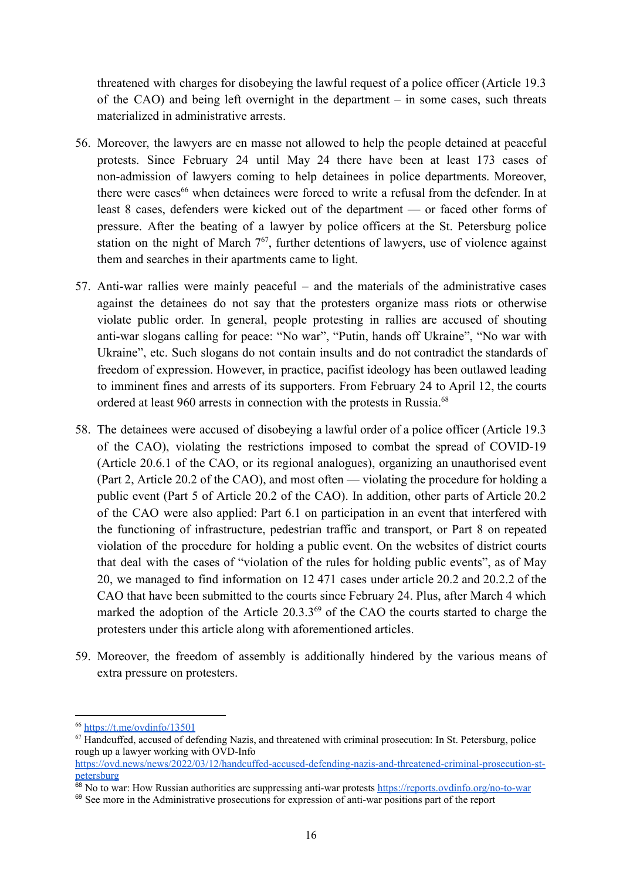threatened with charges for disobeying the lawful request of a police officer (Article 19.3 of the CAO) and being left overnight in the department – in some cases, such threats materialized in administrative arrests.

56. Moreover, the lawyers are en masse not allowed to help the people detained at peaceful protests. Since February 24 until May 24 there have been at least 173 cases of non-admission of lawyers coming to help detainees in police departments. Moreover, there were cases[66] when detainees were forced to write a refusal from the defender. In at least 8 cases, defenders were kicked out of the department — or faced other forms of pressure. After the beating of a lawyer by police officers at the St. Petersburg police station on the night of March 7[67], further detentions of lawyers, use of violence against them and searches in their apartments came to light.

57. Anti-war rallies were mainly peaceful – and the materials of the administrative cases against the detainees do not say that the protesters organize mass riots or otherwise violate public order. In general, people protesting in rallies are accused of shouting anti-war slogans calling for peace: "No war", "Putin, hands off Ukraine", "No war with Ukraine", etc. Such slogans do not contain insults and do not contradict the standards of freedom of expression. However, in practice, pacifist ideology has been outlawed leading to imminent fines and arrests of its supporters. From February 24 to April 12, the courts ordered at least 960 arrests in connection with the protests in Russia.[68]

58. The detainees were accused of disobeying a lawful order of a police officer (Article 19.3 of the CAO), violating the restrictions imposed to combat the spread of COVID-19 (Article 20.6.1 of the CAO, or its regional analogues), organizing an unauthorised event (Part 2, Article 20.2 of the CAO), and most often — violating the procedure for holding a public event (Part 5 of Article 20.2 of the CAO). In addition, other parts of Article 20.2 of the CAO were also applied: Part 6.1 on participation in an event that interfered with the functioning of infrastructure, pedestrian traffic and transport, or Part 8 on repeated violation of the procedure for holding a public event. On the websites of district courts that deal with the cases of "violation of the rules for holding public events", as of May 20, we managed to find information on 12 471 cases under article 20.2 and 20.2.2 of the CAO that have been submitted to the courts since February 24. Plus, after March 4 which marked the adoption of the Article 20.3.3[69] of the CAO the courts started to charge the protesters under this article along with aforementioned articles.

59. Moreover, the freedom of assembly is additionally hindered by the various means of extra pressure on protesters.

---

[66] https://t.me/ovdinfo/13501

[67] Handcuffed, accused of defending Nazis, and threatened with criminal prosecution: In St. Petersburg, police rough up a lawyer working with OVD-Info https://ovd.news/news/2022/03/12/handcuffed-accused-of-defending-nazis-and-threatened-criminal-prosecution-st-petersburg

[68] No to war: How Russian authorities are suppressing anti-war protests https://reports.ovdinfo.org/no-to-war

[69] See more in the Administrative prosecutions for expression of anti-war positions part of the report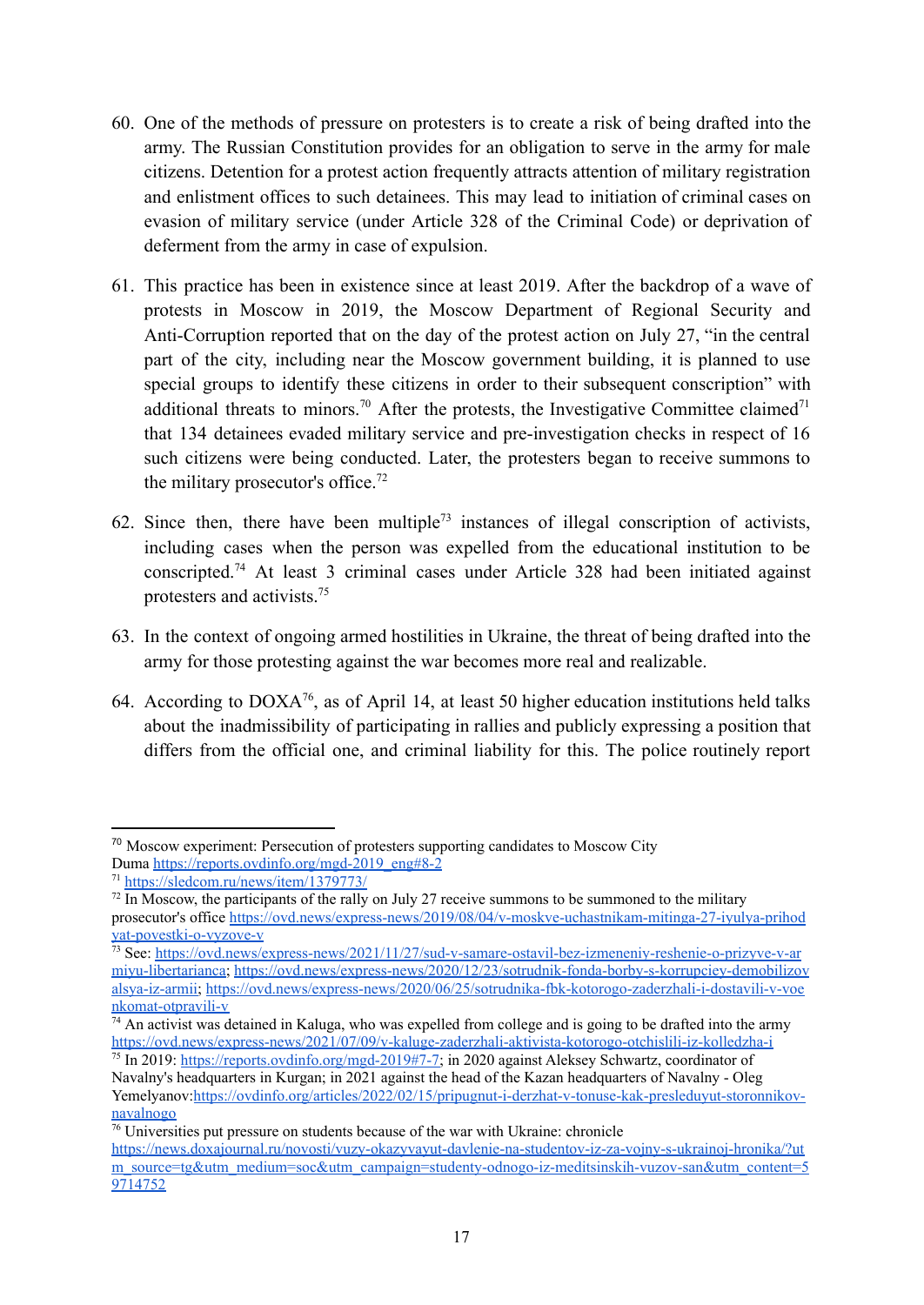60. One of the methods of pressure on protesters is to create a risk of being drafted into the army. The Russian Constitution provides for an obligation to serve in the army for male citizens. Detention for a protest action frequently attracts attention of military registration and enlistment offices to such detainees. This may lead to initiation of criminal cases on evasion of military service (under Article 328 of the Criminal Code) or deprivation of deferment from the army in case of expulsion.

61. This practice has been in existence since at least 2019. After the backdrop of a wave of protests in Moscow in 2019, the Moscow Department of Regional Security and Anti-Corruption reported that on the day of the protest action on July 27, "in the central part of the city, including near the Moscow government building, it is planned to use special groups to identify these citizens in order to their subsequent conscription" with additional threats to minors.[70] After the protests, the Investigative Committee claimed[71] that 134 detainees evaded military service and pre-investigation checks in respect of 16 such citizens were being conducted. Later, the protesters began to receive summons to the military prosecutor's office.[72]

62. Since then, there have been multiple[73] instances of illegal conscription of activists, including cases when the person was expelled from the educational institution to be conscripted.[74] At least 3 criminal cases under Article 328 had been initiated against protesters and activists.[75]

63. In the context of ongoing armed hostilities in Ukraine, the threat of being drafted into the army for those protesting against the war becomes more real and realizable.

64. According to DOXA[76], as of April 14, at least 50 higher education institutions held talks about the inadmissibility of participating in rallies and publicly expressing a position that differs from the official one, and criminal liability for this. The police routinely report

---

[70] Moscow experiment: Persecution of protesters supporting candidates to Moscow City Duma https://reports.ovdinfo.org/mgd-2019_eng#8-2

[71] https://sledcom.ru/news/item/1379773/

[72] In Moscow, the participants of the rally on July 27 receive summons to be summoned to the military prosecutor's office https://ovd.news/express-news/2019/08/04/v-moskve-uchastnikam-mitinga-27-iyulya-prihodyat-povestki-o-vyzove-v

[73] See: https://ovd.news/express-news/2021/11/27/sud-v-samare-ostavil-bez-izmeneniy-reshenie-o-prizyve-v-armiyu-libertarianca; https://ovd.news/express-news/2020/12/23/sotrudnik-fonda-borby-s-korrupciey-demobilizovalsya-iz-armii; https://ovd.news/express-news/2020/06/25/sotrudnika-fbk-kotorogo-zaderzhali-i-dostavili-v-voenkomat-otpravili-v

[74] An activist was detained in Kaluga, who was expelled from college and is going to be drafted into the army https://ovd.news/express-news/2021/07/09/v-kaluge-zaderzhali-aktivista-kotorogo-otchislili-iz-kolledzha-i

[75] In 2019: https://reports.ovdinfo.org/mgd-2019#7-7; in 2020 against Aleksey Schwartz, coordinator of Navalny's headquarters in Kurgan; in 2021 against the head of the Kazan headquarters of Navalny - Oleg Yemelyanov:https://ovdinfo.org/articles/2022/02/15/pripugnut-i-derzhat-v-tonuse-kak-presleduyut-storonnikov-navalnogo

[76] Universities put pressure on students because of the war with Ukraine: chronicle https://news.doxajournal.ru/novosti/vuzy-okazyvayut-davlenie-na-studentov-iz-za-vojny-s-ukrainoj-hronika/?utm_source=tg&utm_medium=soc&utm_campaign=studenty-odnogo-iz-meditsinskih-vuzov-san&utm_content=59714752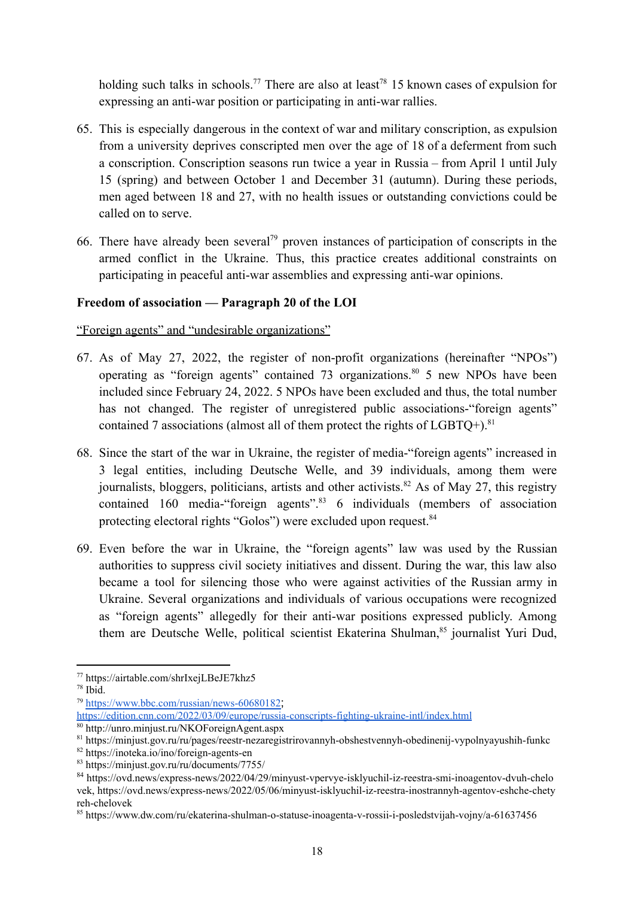holding such talks in schools.[77] There are also at least[78] 15 known cases of expulsion for expressing an anti-war position or participating in anti-war rallies.

65. This is especially dangerous in the context of war and military conscription, as expulsion from a university deprives conscripted men over the age of 18 of a deferment from such a conscription. Conscription seasons run twice a year in Russia – from April 1 until July 15 (spring) and between October 1 and December 31 (autumn). During these periods, men aged between 18 and 27, with no health issues or outstanding convictions could be called on to serve.

66. There have already been several[79] proven instances of participation of conscripts in the armed conflict in the Ukraine. Thus, this practice creates additional constraints on participating in peaceful anti-war assemblies and expressing anti-war opinions.

**Freedom of association — Paragraph 20 of the LOI**

"Foreign agents" and "undesirable organizations"

67. As of May 27, 2022, the register of non-profit organizations (hereinafter "NPOs") operating as "foreign agents" contained 73 organizations.[80] 5 new NPOs have been included since February 24, 2022. 5 NPOs have been excluded and thus, the total number has not changed. The register of unregistered public associations-"foreign agents" contained 7 associations (almost all of them protect the rights of LGBTQ+).[81]

68. Since the start of the war in Ukraine, the register of media-"foreign agents" increased in 3 legal entities, including Deutsche Welle, and 39 individuals, among them were journalists, bloggers, politicians, artists and other activists.[82] As of May 27, this registry contained 160 media-"foreign agents".[83] 6 individuals (members of association protecting electoral rights "Golos") were excluded upon request.[84]

69. Even before the war in Ukraine, the "foreign agents" law was used by the Russian authorities to suppress civil society initiatives and dissent. During the war, this law also became a tool for silencing those who were against activities of the Russian army in Ukraine. Several organizations and individuals of various occupations were recognized as "foreign agents" allegedly for their anti-war positions expressed publicly. Among them are Deutsche Welle, political scientist Ekaterina Shulman,[85] journalist Yuri Dud,

---

[77] https://airtable.com/shrIxejLBeJE7khz5

[78] Ibid.

[79] https://www.bbc.com/russian/news-60680182; https://edition.cnn.com/2022/03/09/europe/russia-conscripts-fighting-ukraine-intl/index.html

[80] http://unro.minjust.ru/NKOForeignAgent.aspx

[81] https://minjust.gov.ru/ru/pages/reestr-nezaregistrirovannyh-obshestvennyh-obedinenij-vypolnyayushih-funkc

[82] https://inoteka.io/ino/foreign-agents-en

[83] https://minjust.gov.ru/ru/documents/7755/

[84] https://ovd.news/express-news/2022/04/29/minyust-vpervye-isklyuchil-iz-reestra-smi-inoagentov-dvuh-chelovek, https://ovd.news/express-news/2022/05/06/minyust-isklyuchil-iz-reestra-inostrannyh-agentov-eshche-chetyreh-chelovek

[85] https://www.dw.com/ru/ekaterina-shulman-o-statuse-inoagenta-v-rossii-i-posledstvijah-vojny/a-61637456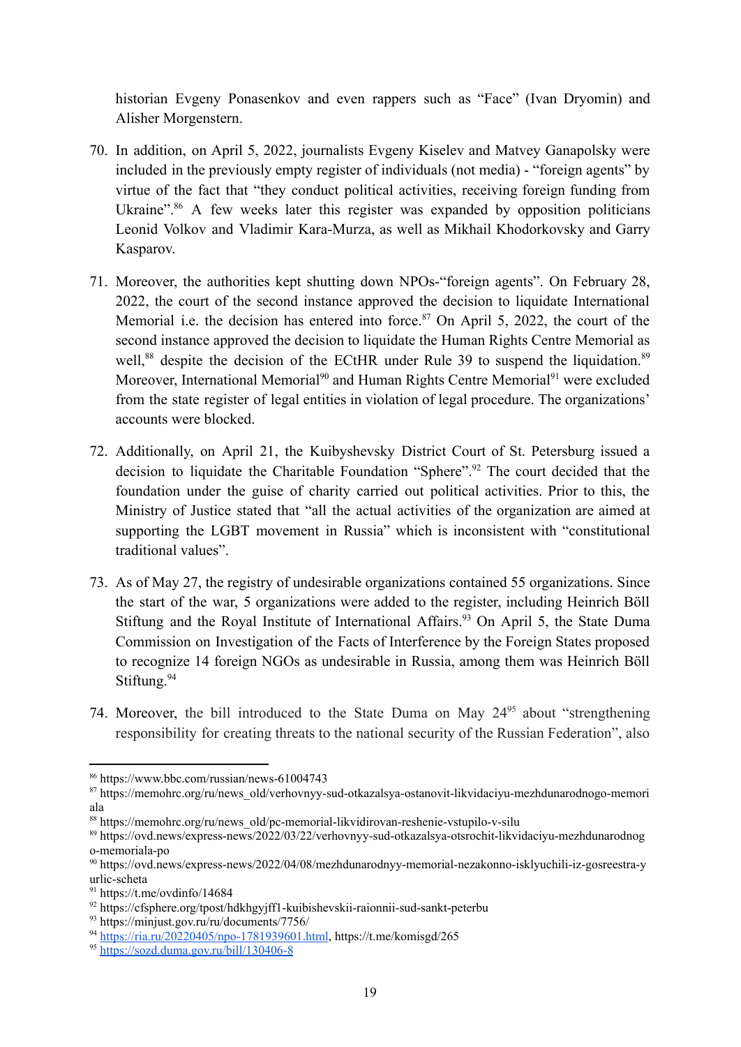historian Evgeny Ponasenkov and even rappers such as "Face" (Ivan Dryomin) and Alisher Morgenstern.

70. In addition, on April 5, 2022, journalists Evgeny Kiselev and Matvey Ganapolsky were included in the previously empty register of individuals (not media) - "foreign agents" by virtue of the fact that "they conduct political activities, receiving foreign funding from Ukraine".[86] A few weeks later this register was expanded by opposition politicians Leonid Volkov and Vladimir Kara-Murza, as well as Mikhail Khodorkovsky and Garry Kasparov.

71. Moreover, the authorities kept shutting down NPOs-"foreign agents". On February 28, 2022, the court of the second instance approved the decision to liquidate International Memorial i.e. the decision has entered into force.[87] On April 5, 2022, the court of the second instance approved the decision to liquidate the Human Rights Centre Memorial as well,[88] despite the decision of the ECtHR under Rule 39 to suspend the liquidation.[89] Moreover, International Memorial[90] and Human Rights Centre Memorial[91] were excluded from the state register of legal entities in violation of legal procedure. The organizations' accounts were blocked.

72. Additionally, on April 21, the Kuibyshevsky District Court of St. Petersburg issued a decision to liquidate the Charitable Foundation "Sphere".[92] The court decided that the foundation under the guise of charity carried out political activities. Prior to this, the Ministry of Justice stated that "all the actual activities of the organization are aimed at supporting the LGBT movement in Russia" which is inconsistent with "constitutional traditional values".

73. As of May 27, the registry of undesirable organizations contained 55 organizations. Since the start of the war, 5 organizations were added to the register, including Heinrich Böll Stiftung and the Royal Institute of International Affairs.[93] On April 5, the State Duma Commission on Investigation of the Facts of Interference by the Foreign States proposed to recognize 14 foreign NGOs as undesirable in Russia, among them was Heinrich Böll Stiftung.[94]

74. Moreover, the bill introduced to the State Duma on May 24[95] about "strengthening responsibility for creating threats to the national security of the Russian Federation", also

---

[86] https://www.bbc.com/russian/news-61004743

[87] https://memohrc.org/ru/news_old/verhovnyy-sud-otkazalsya-ostanovit-likvidaciyu-mezhdunarodnogo-memoriala

[88] https://memohrc.org/ru/news_old/pc-memorial-likvidirovan-reshenie-vstupilo-v-silu

[89] https://ovd.news/express-news/2022/03/22/verhovnyy-sud-otkazalsya-otsrochit-likvidaciyu-mezhdunarodnogo-memoriala-po

[90] https://ovd.news/express-news/2022/04/08/mezhdunarodnyy-memorial-nezakonno-isklyuchili-iz-gosreestra-yurlic-scheta

[91] https://t.me/ovdinfo/14684

[92] https://cfsphere.org/tpost/hdkhgyjff1-kuibishevskii-raionnii-sud-sankt-peterbu

[93] https://minjust.gov.ru/ru/documents/7756/

[94] https://ria.ru/20220405/npo-1781939601.html, https://t.me/komisgd/265

[95] https://sozd.duma.gov.ru/bill/130406-8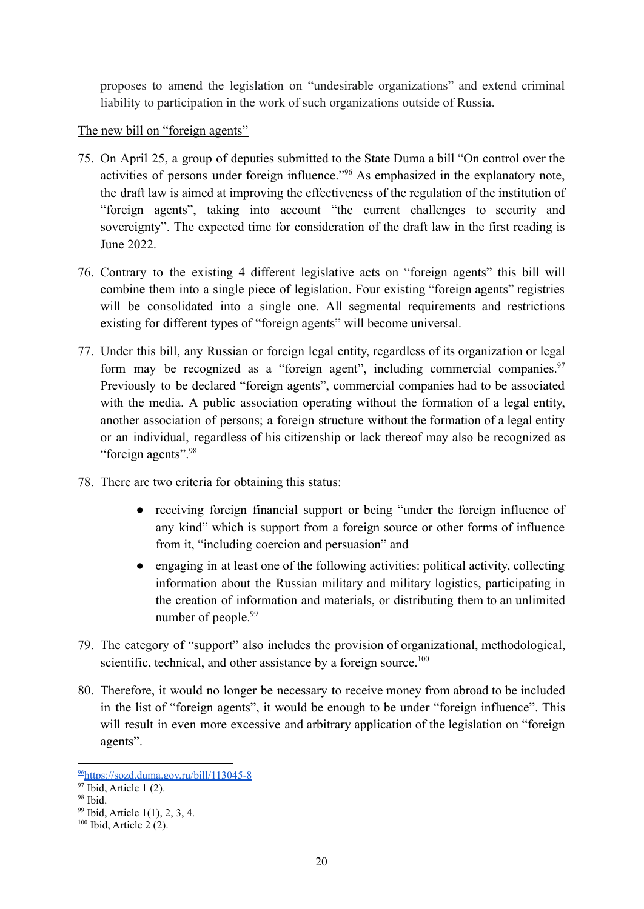proposes to amend the legislation on "undesirable organizations" and extend criminal liability to participation in the work of such organizations outside of Russia.

The new bill on "foreign agents"

75. On April 25, a group of deputies submitted to the State Duma a bill "On control over the activities of persons under foreign influence."[96] As emphasized in the explanatory note, the draft law is aimed at improving the effectiveness of the regulation of the institution of "foreign agents", taking into account "the current challenges to security and sovereignty". The expected time for consideration of the draft law in the first reading is June 2022.

76. Contrary to the existing 4 different legislative acts on "foreign agents" this bill will combine them into a single piece of legislation. Four existing "foreign agents" registries will be consolidated into a single one. All segmental requirements and restrictions existing for different types of "foreign agents" will become universal.

77. Under this bill, any Russian or foreign legal entity, regardless of its organization or legal form may be recognized as a "foreign agent", including commercial companies.[97] Previously to be declared "foreign agents", commercial companies had to be associated with the media. A public association operating without the formation of a legal entity, another association of persons; a foreign structure without the formation of a legal entity or an individual, regardless of his citizenship or lack thereof may also be recognized as "foreign agents".[98]

78. There are two criteria for obtaining this status:

    - receiving foreign financial support or being "under the foreign influence of any kind" which is support from a foreign source or other forms of influence from it, "including coercion and persuasion" and
    - engaging in at least one of the following activities: political activity, collecting information about the Russian military and military logistics, participating in the creation of information and materials, or distributing them to an unlimited number of people.[99]

79. The category of "support" also includes the provision of organizational, methodological, scientific, technical, and other assistance by a foreign source.[100]

80. Therefore, it would no longer be necessary to receive money from abroad to be included in the list of "foreign agents", it would be enough to be under "foreign influence". This will result in even more excessive and arbitrary application of the legislation on "foreign agents".

---

[96] https://sozd.duma.gov.ru/bill/113045-8
[97] Ibid, Article 1 (2).
[98] Ibid.
[99] Ibid, Article 1(1), 2, 3, 4.
[100] Ibid, Article 2 (2).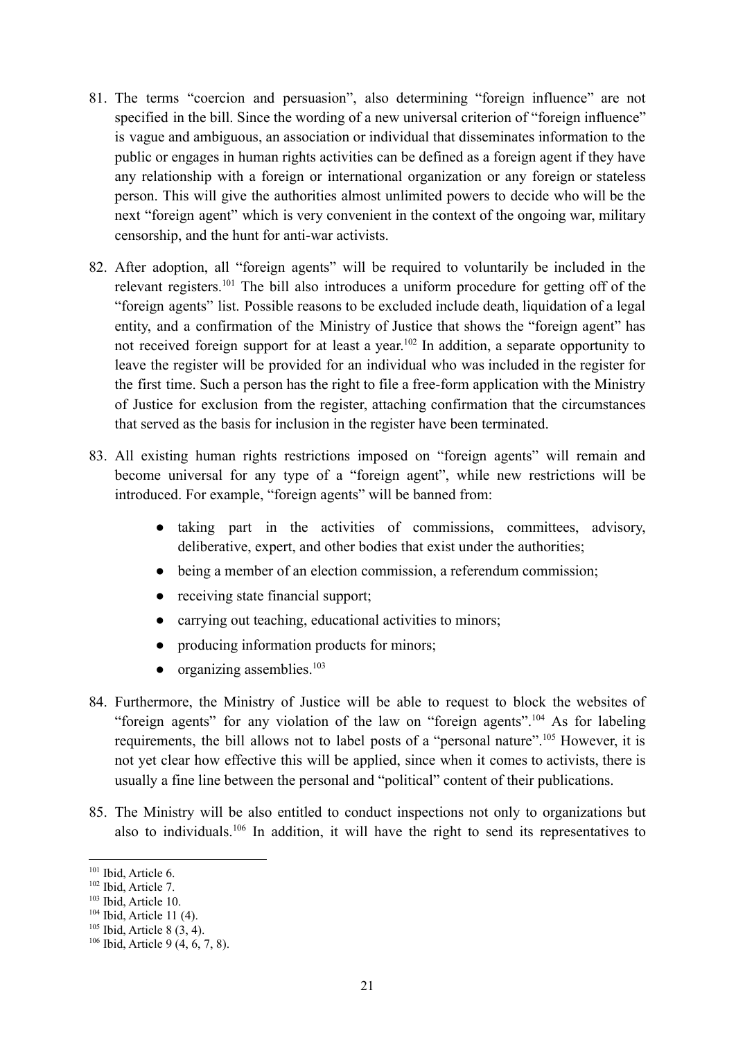81. The terms "coercion and persuasion", also determining "foreign influence" are not specified in the bill. Since the wording of a new universal criterion of "foreign influence" is vague and ambiguous, an association or individual that disseminates information to the public or engages in human rights activities can be defined as a foreign agent if they have any relationship with a foreign or international organization or any foreign or stateless person. This will give the authorities almost unlimited powers to decide who will be the next "foreign agent" which is very convenient in the context of the ongoing war, military censorship, and the hunt for anti-war activists.

82. After adoption, all "foreign agents" will be required to voluntarily be included in the relevant registers.[101] The bill also introduces a uniform procedure for getting off of the "foreign agents" list. Possible reasons to be excluded include death, liquidation of a legal entity, and a confirmation of the Ministry of Justice that shows the "foreign agent" has not received foreign support for at least a year.[102] In addition, a separate opportunity to leave the register will be provided for an individual who was included in the register for the first time. Such a person has the right to file a free-form application with the Ministry of Justice for exclusion from the register, attaching confirmation that the circumstances that served as the basis for inclusion in the register have been terminated.

83. All existing human rights restrictions imposed on "foreign agents" will remain and become universal for any type of a "foreign agent", while new restrictions will be introduced. For example, "foreign agents" will be banned from:

    - taking part in the activities of commissions, committees, advisory, deliberative, expert, and other bodies that exist under the authorities;
    - being a member of an election commission, a referendum commission;
    - receiving state financial support;
    - carrying out teaching, educational activities to minors;
    - producing information products for minors;
    - organizing assemblies.[103]

84. Furthermore, the Ministry of Justice will be able to request to block the websites of "foreign agents" for any violation of the law on "foreign agents".[104] As for labeling requirements, the bill allows not to label posts of a "personal nature".[105] However, it is not yet clear how effective this will be applied, since when it comes to activists, there is usually a fine line between the personal and "political" content of their publications.

85. The Ministry will be also entitled to conduct inspections not only to organizations but also to individuals.[106] In addition, it will have the right to send its representatives to

---

[101] Ibid, Article 6.
[102] Ibid, Article 7.
[103] Ibid, Article 10.
[104] Ibid, Article 11 (4).
[105] Ibid, Article 8 (3, 4).
[106] Ibid, Article 9 (4, 6, 7, 8).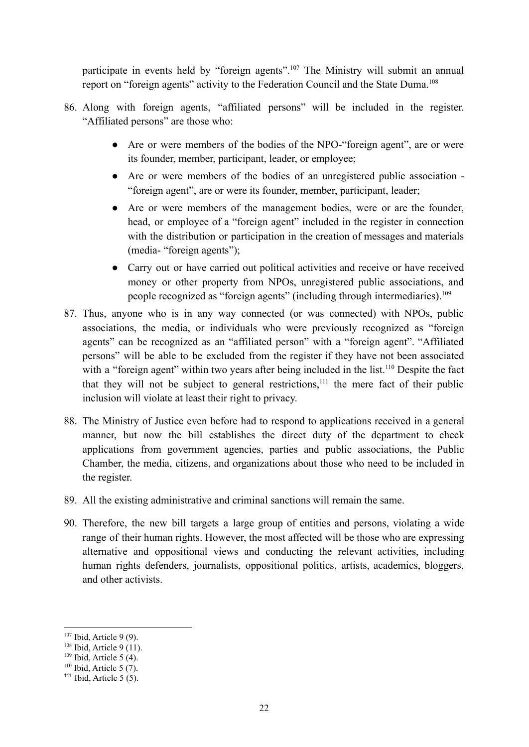participate in events held by "foreign agents".[107] The Ministry will submit an annual report on "foreign agents" activity to the Federation Council and the State Duma.[108]

86. Along with foreign agents, "affiliated persons" will be included in the register. "Affiliated persons" are those who:

    - Are or were members of the bodies of the NPO-"foreign agent", are or were its founder, member, participant, leader, or employee;
    - Are or were members of the bodies of an unregistered public association - "foreign agent", are or were its founder, member, participant, leader;
    - Are or were members of the management bodies, were or are the founder, head, or employee of a "foreign agent" included in the register in connection with the distribution or participation in the creation of messages and materials (media- "foreign agents");
    - Carry out or have carried out political activities and receive or have received money or other property from NPOs, unregistered public associations, and people recognized as "foreign agents" (including through intermediaries).[109]

87. Thus, anyone who is in any way connected (or was connected) with NPOs, public associations, the media, or individuals who were previously recognized as "foreign agents" can be recognized as an "affiliated person" with a "foreign agent". "Affiliated persons" will be able to be excluded from the register if they have not been associated with a "foreign agent" within two years after being included in the list.[110] Despite the fact that they will not be subject to general restrictions,[111] the mere fact of their public inclusion will violate at least their right to privacy.

88. The Ministry of Justice even before had to respond to applications received in a general manner, but now the bill establishes the direct duty of the department to check applications from government agencies, parties and public associations, the Public Chamber, the media, citizens, and organizations about those who need to be included in the register.

89. All the existing administrative and criminal sanctions will remain the same.

90. Therefore, the new bill targets a large group of entities and persons, violating a wide range of their human rights. However, the most affected will be those who are expressing alternative and oppositional views and conducting the relevant activities, including human rights defenders, journalists, oppositional politics, artists, academics, bloggers, and other activists.

---

[107] Ibid, Article 9 (9).
[108] Ibid, Article 9 (11).
[109] Ibid, Article 5 (4).
[110] Ibid, Article 5 (7).
[111] Ibid, Article 5 (5).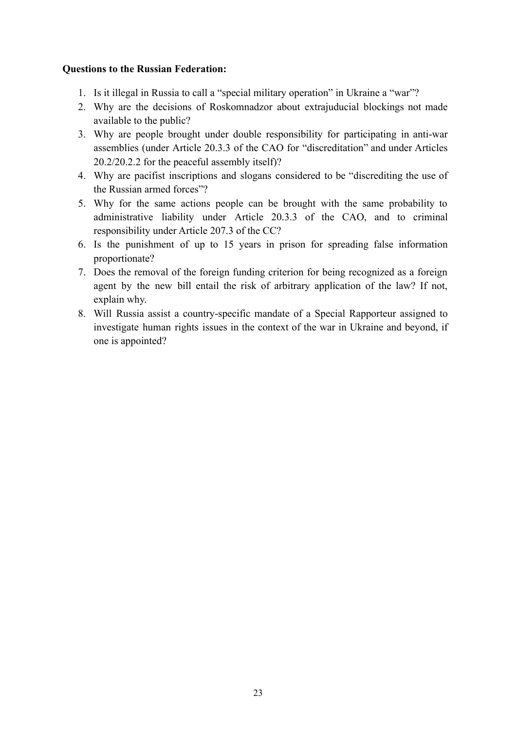**Questions to the Russian Federation:**

1. Is it illegal in Russia to call a "special military operation" in Ukraine a "war"?
2. Why are the decisions of Roskomnadzor about extrajudicial blockings not made available to the public?
3. Why are people brought under double responsibility for participating in anti-war assemblies (under Article 20.3.3 of the CAO for "discreditation" and under Articles 20.2/20.2.2 for the peaceful assembly itself)?
4. Why are pacifist inscriptions and slogans considered to be "discrediting the use of the Russian armed forces"?
5. Why for the same actions people can be brought with the same probability to administrative liability under Article 20.3.3 of the CAO, and to criminal responsibility under Article 207.3 of the CC?
6. Is the punishment of up to 15 years in prison for spreading false information proportionate?
7. Does the removal of the foreign funding criterion for being recognized as a foreign agent by the new bill entail the risk of arbitrary application of the law? If not, explain why.
8. Will Russia assist a country-specific mandate of a Special Rapporteur assigned to investigate human rights issues in the context of the war in Ukraine and beyond, if one is appointed?